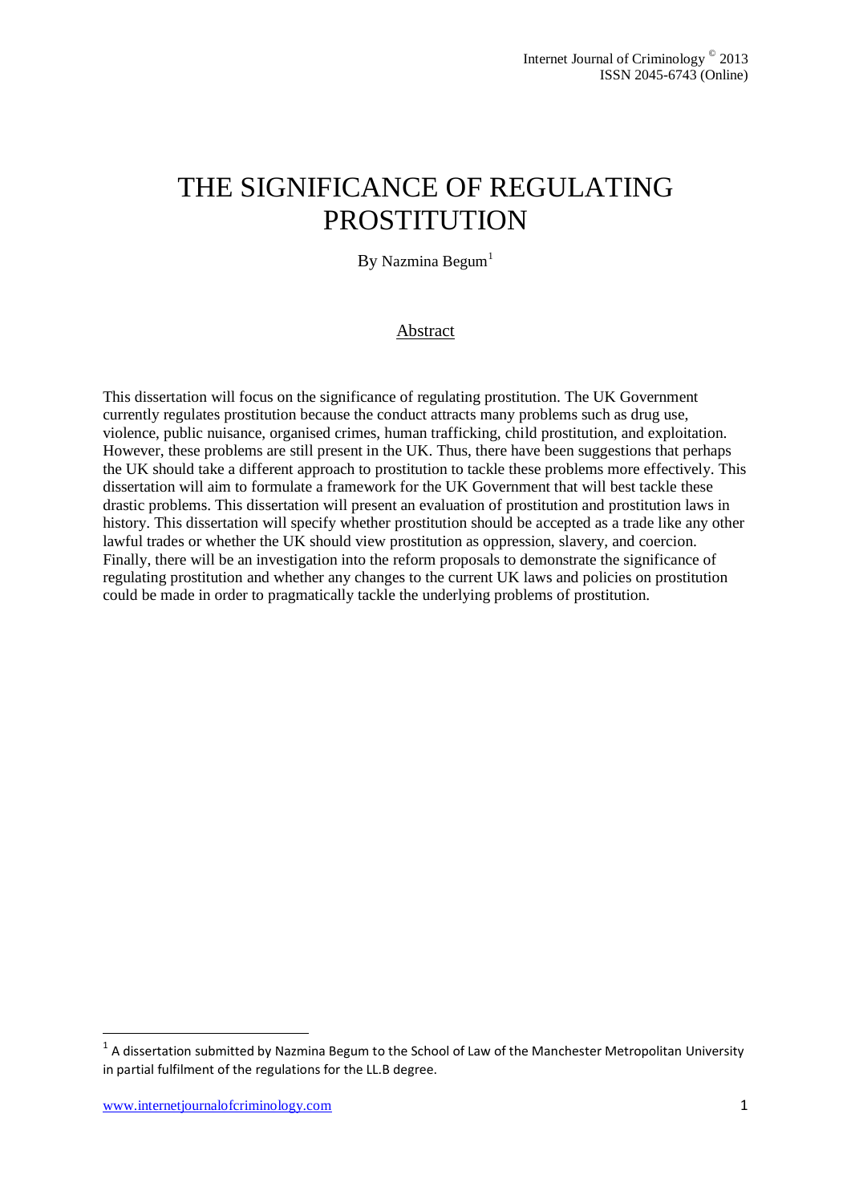# THE SIGNIFICANCE OF REGULATING PROSTITUTION

By Nazmina Begum[1]

## Abstract

This dissertation will focus on the significance of regulating prostitution. The UK Government currently regulates prostitution because the conduct attracts many problems such as drug use, violence, public nuisance, organised crimes, human trafficking, child prostitution, and exploitation. However, these problems are still present in the UK. Thus, there have been suggestions that perhaps the UK should take a different approach to prostitution to tackle these problems more effectively. This dissertation will aim to formulate a framework for the UK Government that will best tackle these drastic problems. This dissertation will present an evaluation of prostitution and prostitution laws in history. This dissertation will specify whether prostitution should be accepted as a trade like any other lawful trades or whether the UK should view prostitution as oppression, slavery, and coercion. Finally, there will be an investigation into the reform proposals to demonstrate the significance of regulating prostitution and whether any changes to the current UK laws and policies on prostitution could be made in order to pragmatically tackle the underlying problems of prostitution.

---

[1] A dissertation submitted by Nazmina Begum to the School of Law of the Manchester Metropolitan University in partial fulfilment of the regulations for the LL.B degree.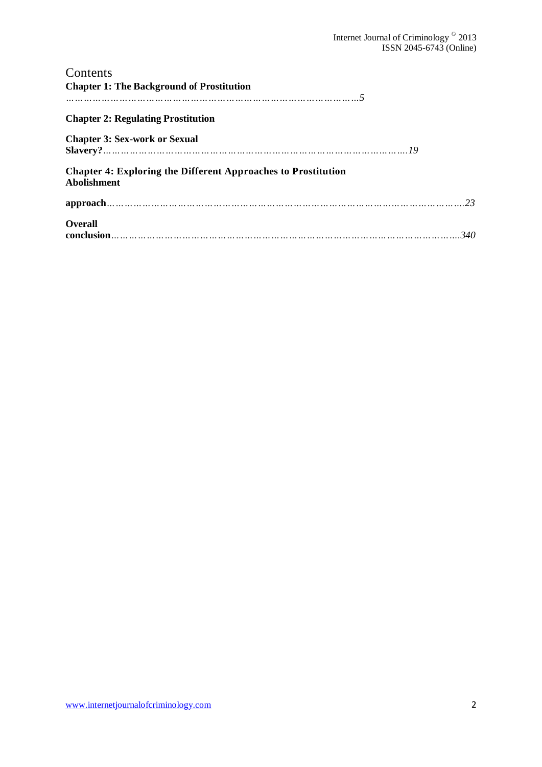# Contents

**Chapter 1: The Background of Prostitution**
*………………………………………………………………………………5*

**Chapter 2: Regulating Prostitution**

**Chapter 3: Sex-work or Sexual Slavery?***…………………………………………………………………………….19*

**Chapter 4: Exploring the Different Approaches to Prostitution Abolishment**

**approach***…………………………………………………………………………………………….23*

**Overall conclusion***……………………………………………………………………………………….340*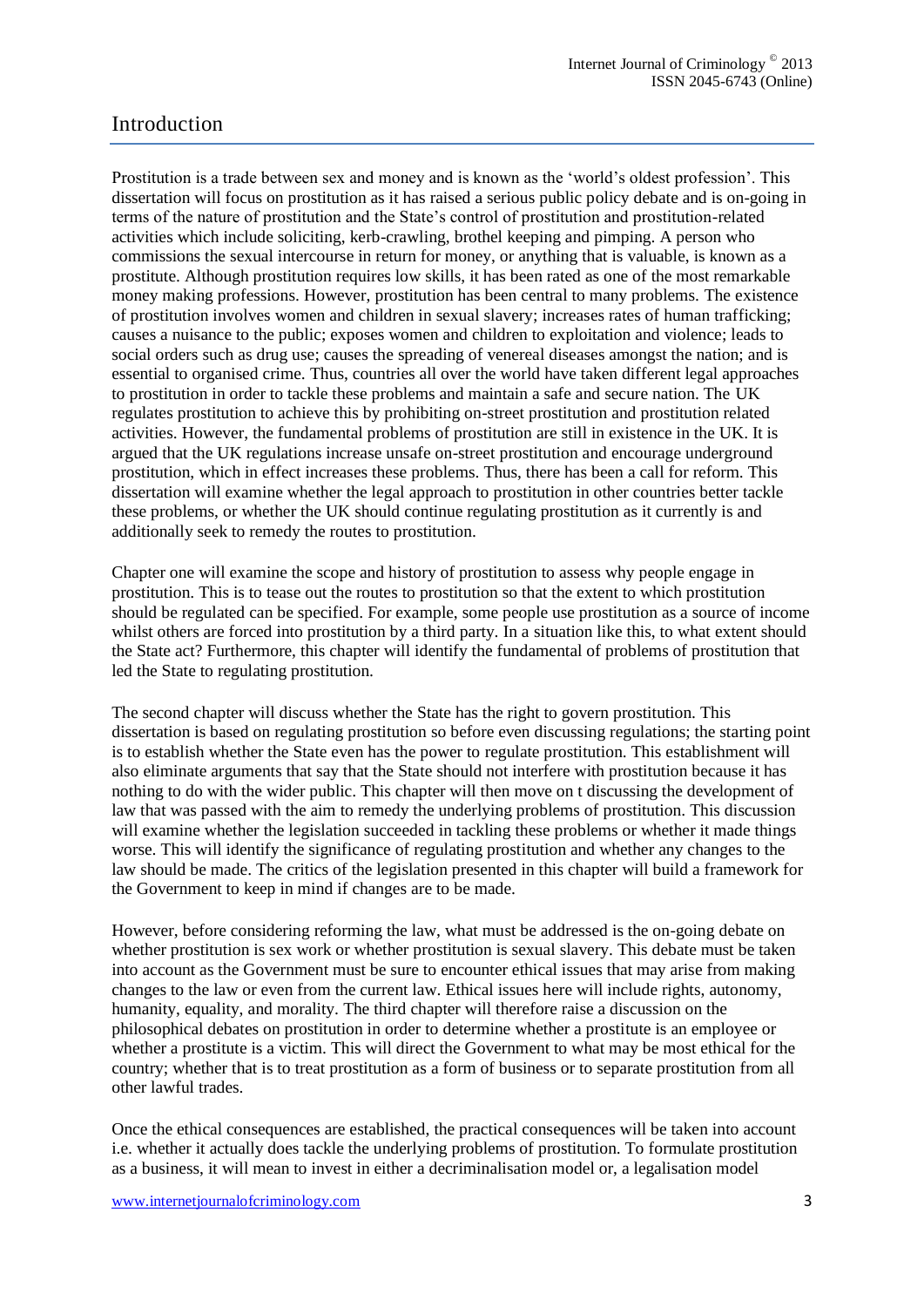## Introduction

Prostitution is a trade between sex and money and is known as the 'world's oldest profession'. This dissertation will focus on prostitution as it has raised a serious public policy debate and is on-going in terms of the nature of prostitution and the State's control of prostitution and prostitution-related activities which include soliciting, kerb-crawling, brothel keeping and pimping. A person who commissions the sexual intercourse in return for money, or anything that is valuable, is known as a prostitute. Although prostitution requires low skills, it has been rated as one of the most remarkable money making professions. However, prostitution has been central to many problems. The existence of prostitution involves women and children in sexual slavery; increases rates of human trafficking; causes a nuisance to the public; exposes women and children to exploitation and violence; leads to social orders such as drug use; causes the spreading of venereal diseases amongst the nation; and is essential to organised crime. Thus, countries all over the world have taken different legal approaches to prostitution in order to tackle these problems and maintain a safe and secure nation. The UK regulates prostitution to achieve this by prohibiting on-street prostitution and prostitution related activities. However, the fundamental problems of prostitution are still in existence in the UK. It is argued that the UK regulations increase unsafe on-street prostitution and encourage underground prostitution, which in effect increases these problems. Thus, there has been a call for reform. This dissertation will examine whether the legal approach to prostitution in other countries better tackle these problems, or whether the UK should continue regulating prostitution as it currently is and additionally seek to remedy the routes to prostitution.

Chapter one will examine the scope and history of prostitution to assess why people engage in prostitution. This is to tease out the routes to prostitution so that the extent to which prostitution should be regulated can be specified. For example, some people use prostitution as a source of income whilst others are forced into prostitution by a third party. In a situation like this, to what extent should the State act? Furthermore, this chapter will identify the fundamental of problems of prostitution that led the State to regulating prostitution.

The second chapter will discuss whether the State has the right to govern prostitution. This dissertation is based on regulating prostitution so before even discussing regulations; the starting point is to establish whether the State even has the power to regulate prostitution. This establishment will also eliminate arguments that say that the State should not interfere with prostitution because it has nothing to do with the wider public. This chapter will then move on t discussing the development of law that was passed with the aim to remedy the underlying problems of prostitution. This discussion will examine whether the legislation succeeded in tackling these problems or whether it made things worse. This will identify the significance of regulating prostitution and whether any changes to the law should be made. The critics of the legislation presented in this chapter will build a framework for the Government to keep in mind if changes are to be made.

However, before considering reforming the law, what must be addressed is the on-going debate on whether prostitution is sex work or whether prostitution is sexual slavery. This debate must be taken into account as the Government must be sure to encounter ethical issues that may arise from making changes to the law or even from the current law. Ethical issues here will include rights, autonomy, humanity, equality, and morality. The third chapter will therefore raise a discussion on the philosophical debates on prostitution in order to determine whether a prostitute is an employee or whether a prostitute is a victim. This will direct the Government to what may be most ethical for the country; whether that is to treat prostitution as a form of business or to separate prostitution from all other lawful trades.

Once the ethical consequences are established, the practical consequences will be taken into account i.e. whether it actually does tackle the underlying problems of prostitution. To formulate prostitution as a business, it will mean to invest in either a decriminalisation model or, a legalisation model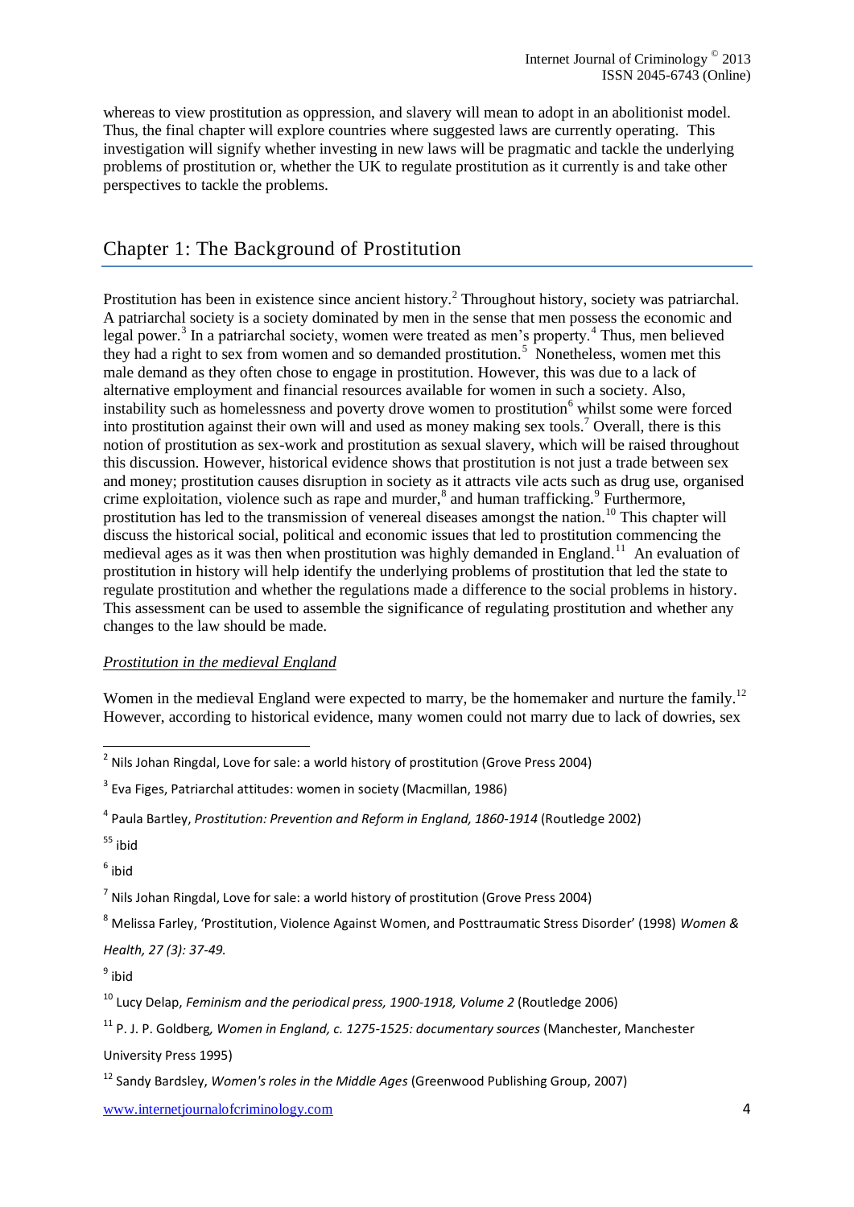whereas to view prostitution as oppression, and slavery will mean to adopt in an abolitionist model. Thus, the final chapter will explore countries where suggested laws are currently operating. This investigation will signify whether investing in new laws will be pragmatic and tackle the underlying problems of prostitution or, whether the UK to regulate prostitution as it currently is and take other perspectives to tackle the problems.

## Chapter 1: The Background of Prostitution

Prostitution has been in existence since ancient history.[2] Throughout history, society was patriarchal. A patriarchal society is a society dominated by men in the sense that men possess the economic and legal power.[3] In a patriarchal society, women were treated as men's property.[4] Thus, men believed they had a right to sex from women and so demanded prostitution.[5] Nonetheless, women met this male demand as they often chose to engage in prostitution. However, this was due to a lack of alternative employment and financial resources available for women in such a society. Also, instability such as homelessness and poverty drove women to prostitution[6] whilst some were forced into prostitution against their own will and used as money making sex tools.[7] Overall, there is this notion of prostitution as sex-work and prostitution as sexual slavery, which will be raised throughout this discussion. However, historical evidence shows that prostitution is not just a trade between sex and money; prostitution causes disruption in society as it attracts vile acts such as drug use, organised crime exploitation, violence such as rape and murder,[8] and human trafficking.[9] Furthermore, prostitution has led to the transmission of venereal diseases amongst the nation.[10] This chapter will discuss the historical social, political and economic issues that led to prostitution commencing the medieval ages as it was then when prostitution was highly demanded in England.[11] An evaluation of prostitution in history will help identify the underlying problems of prostitution that led the state to regulate prostitution and whether the regulations made a difference to the social problems in history. This assessment can be used to assemble the significance of regulating prostitution and whether any changes to the law should be made.

### *Prostitution in the medieval England*

Women in the medieval England were expected to marry, be the homemaker and nurture the family.[12] However, according to historical evidence, many women could not marry due to lack of dowries, sex

---

[2] Nils Johan Ringdal, Love for sale: a world history of prostitution (Grove Press 2004)

[3] Eva Figes, Patriarchal attitudes: women in society (Macmillan, 1986)

[4] Paula Bartley, *Prostitution: Prevention and Reform in England, 1860-1914* (Routledge 2002)

[55] ibid

[6] ibid

[7] Nils Johan Ringdal, Love for sale: a world history of prostitution (Grove Press 2004)

[8] Melissa Farley, 'Prostitution, Violence Against Women, and Posttraumatic Stress Disorder' (1998) *Women & Health, 27 (3): 37-49.*

[9] ibid

[10] Lucy Delap, *Feminism and the periodical press, 1900-1918, Volume 2* (Routledge 2006)

[11] P. J. P. Goldberg*, Women in England, c. 1275-1525: documentary sources* (Manchester, Manchester University Press 1995)

[12] Sandy Bardsley, *Women's roles in the Middle Ages* (Greenwood Publishing Group, 2007)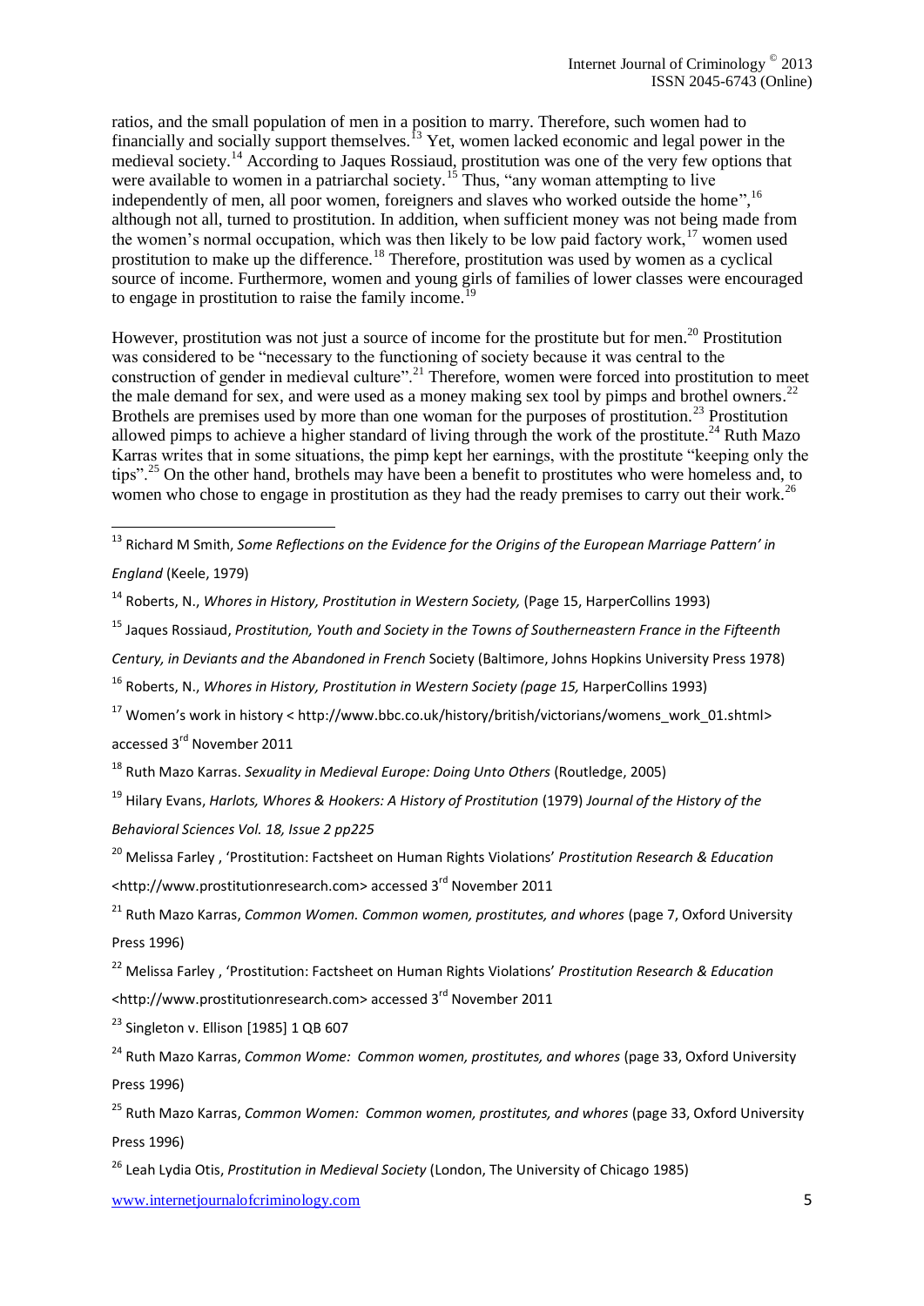ratios, and the small population of men in a position to marry. Therefore, such women had to financially and socially support themselves.[13] Yet, women lacked economic and legal power in the medieval society.[14] According to Jaques Rossiaud, prostitution was one of the very few options that were available to women in a patriarchal society.[15] Thus, "any woman attempting to live independently of men, all poor women, foreigners and slaves who worked outside the home",[16] although not all, turned to prostitution. In addition, when sufficient money was not being made from the women's normal occupation, which was then likely to be low paid factory work,[17] women used prostitution to make up the difference.[18] Therefore, prostitution was used by women as a cyclical source of income. Furthermore, women and young girls of families of lower classes were encouraged to engage in prostitution to raise the family income.[19]

However, prostitution was not just a source of income for the prostitute but for men.[20] Prostitution was considered to be "necessary to the functioning of society because it was central to the construction of gender in medieval culture".[21] Therefore, women were forced into prostitution to meet the male demand for sex, and were used as a money making sex tool by pimps and brothel owners.[22] Brothels are premises used by more than one woman for the purposes of prostitution.[23] Prostitution allowed pimps to achieve a higher standard of living through the work of the prostitute.[24] Ruth Mazo Karras writes that in some situations, the pimp kept her earnings, with the prostitute "keeping only the tips".[25] On the other hand, brothels may have been a benefit to prostitutes who were homeless and, to women who chose to engage in prostitution as they had the ready premises to carry out their work.[26]

---

[13] Richard M Smith, *Some Reflections on the Evidence for the Origins of the European Marriage Pattern' in England* (Keele, 1979)

[14] Roberts, N., *Whores in History, Prostitution in Western Society,* (Page 15, HarperCollins 1993)

[15] Jaques Rossiaud, *Prostitution, Youth and Society in the Towns of Southerneastern France in the Fifteenth Century, in Deviants and the Abandoned in French* Society (Baltimore, Johns Hopkins University Press 1978)

[16] Roberts, N., *Whores in History, Prostitution in Western Society (page 15,* HarperCollins 1993)

[17] Women's work in history < http://www.bbc.co.uk/history/british/victorians/womens_work_01.shtml> accessed 3rd November 2011

[18] Ruth Mazo Karras. *Sexuality in Medieval Europe: Doing Unto Others* (Routledge, 2005)

[19] Hilary Evans, *Harlots, Whores & Hookers: A History of Prostitution* (1979) *Journal of the History of the Behavioral Sciences Vol. 18, Issue 2 pp225*

[20] Melissa Farley , 'Prostitution: Factsheet on Human Rights Violations' *Prostitution Research & Education* <http://www.prostitutionresearch.com> accessed 3rd November 2011

[21] Ruth Mazo Karras, *Common Women. Common women, prostitutes, and whores* (page 7, Oxford University Press 1996)

[22] Melissa Farley , 'Prostitution: Factsheet on Human Rights Violations' *Prostitution Research & Education* <http://www.prostitutionresearch.com> accessed 3rd November 2011

[23] Singleton v. Ellison [1985] 1 QB 607

[24] Ruth Mazo Karras, *Common Wome: Common women, prostitutes, and whores* (page 33, Oxford University Press 1996)

[25] Ruth Mazo Karras, *Common Women: Common women, prostitutes, and whores* (page 33, Oxford University Press 1996)

[26] Leah Lydia Otis, *Prostitution in Medieval Society* (London, The University of Chicago 1985)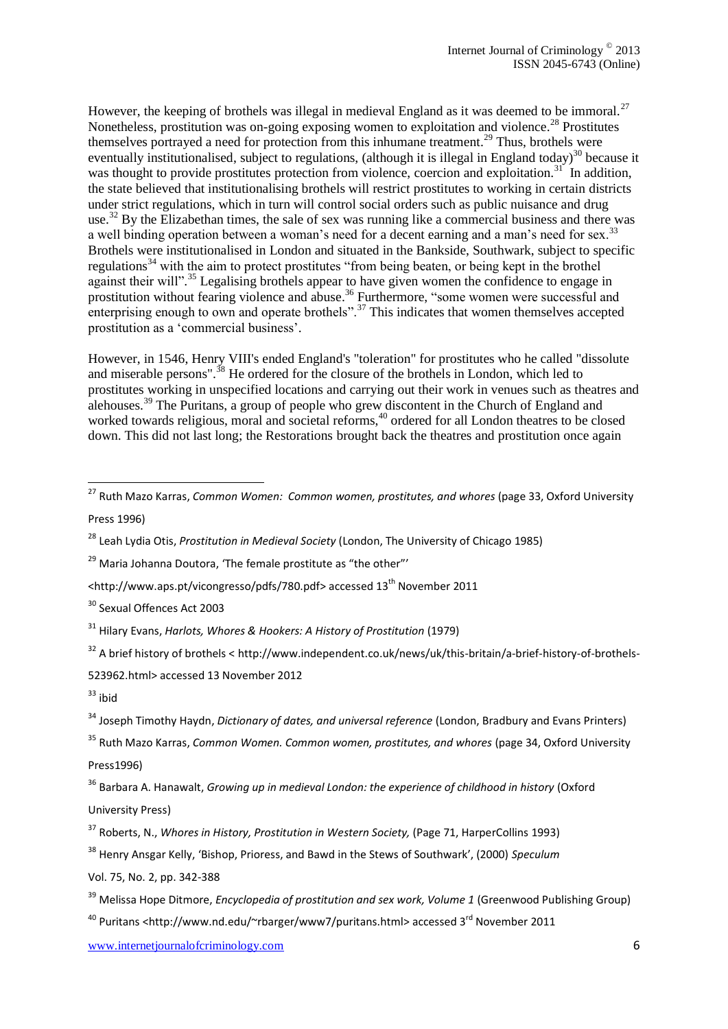However, the keeping of brothels was illegal in medieval England as it was deemed to be immoral.[27] Nonetheless, prostitution was on-going exposing women to exploitation and violence.[28] Prostitutes themselves portrayed a need for protection from this inhumane treatment.[29] Thus, brothels were eventually institutionalised, subject to regulations, (although it is illegal in England today)[30] because it was thought to provide prostitutes protection from violence, coercion and exploitation.[31] In addition, the state believed that institutionalising brothels will restrict prostitutes to working in certain districts under strict regulations, which in turn will control social orders such as public nuisance and drug use.[32] By the Elizabethan times, the sale of sex was running like a commercial business and there was a well binding operation between a woman's need for a decent earning and a man's need for sex.[33] Brothels were institutionalised in London and situated in the Bankside, Southwark, subject to specific regulations[34] with the aim to protect prostitutes "from being beaten, or being kept in the brothel against their will".[35] Legalising brothels appear to have given women the confidence to engage in prostitution without fearing violence and abuse.[36] Furthermore, "some women were successful and enterprising enough to own and operate brothels".[37] This indicates that women themselves accepted prostitution as a 'commercial business'.

However, in 1546, Henry VIII's ended England's "toleration" for prostitutes who he called "dissolute and miserable persons".[38] He ordered for the closure of the brothels in London, which led to prostitutes working in unspecified locations and carrying out their work in venues such as theatres and alehouses.[39] The Puritans, a group of people who grew discontent in the Church of England and worked towards religious, moral and societal reforms,[40] ordered for all London theatres to be closed down. This did not last long; the Restorations brought back the theatres and prostitution once again

---

[27] Ruth Mazo Karras, *Common Women: Common women, prostitutes, and whores* (page 33, Oxford University Press 1996)

[28] Leah Lydia Otis, *Prostitution in Medieval Society* (London, The University of Chicago 1985)

[29] Maria Johanna Doutora, 'The female prostitute as "the other"'
<http://www.aps.pt/vicongresso/pdfs/780.pdf> accessed 13th November 2011

[30] Sexual Offences Act 2003

[31] Hilary Evans, *Harlots, Whores & Hookers: A History of Prostitution* (1979)

[32] A brief history of brothels < http://www.independent.co.uk/news/uk/this-britain/a-brief-history-of-brothels-523962.html> accessed 13 November 2012

[33] ibid

[34] Joseph Timothy Haydn, *Dictionary of dates, and universal reference* (London, Bradbury and Evans Printers)

[35] Ruth Mazo Karras, *Common Women. Common women, prostitutes, and whores* (page 34, Oxford University Press1996)

[36] Barbara A. Hanawalt, *Growing up in medieval London: the experience of childhood in history* (Oxford University Press)

[37] Roberts, N., *Whores in History, Prostitution in Western Society,* (Page 71, HarperCollins 1993)

[38] Henry Ansgar Kelly, 'Bishop, Prioress, and Bawd in the Stews of Southwark', (2000) *Speculum* Vol. 75, No. 2, pp. 342-388

[39] Melissa Hope Ditmore, *Encyclopedia of prostitution and sex work, Volume 1* (Greenwood Publishing Group)

[40] Puritans <http://www.nd.edu/~rbarger/www7/puritans.html> accessed 3rd November 2011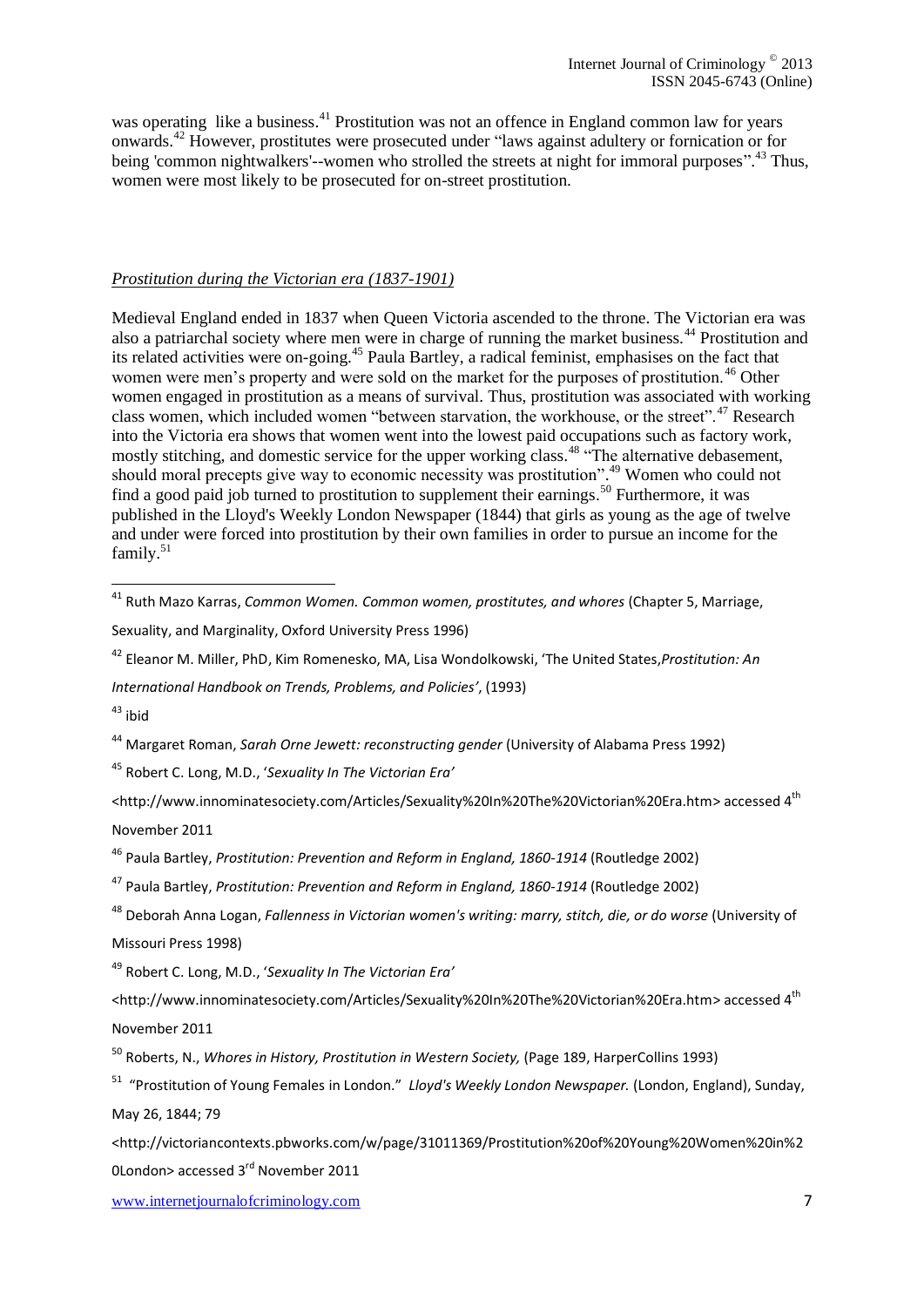was operating like a business.[41] Prostitution was not an offence in England common law for years onwards.[42] However, prostitutes were prosecuted under "laws against adultery or fornication or for being 'common nightwalkers'--women who strolled the streets at night for immoral purposes".[43] Thus, women were most likely to be prosecuted for on-street prostitution.

## *Prostitution during the Victorian era (1837-1901)*

Medieval England ended in 1837 when Queen Victoria ascended to the throne. The Victorian era was also a patriarchal society where men were in charge of running the market business.[44] Prostitution and its related activities were on-going.[45] Paula Bartley, a radical feminist, emphasises on the fact that women were men's property and were sold on the market for the purposes of prostitution.[46] Other women engaged in prostitution as a means of survival. Thus, prostitution was associated with working class women, which included women "between starvation, the workhouse, or the street".[47] Research into the Victoria era shows that women went into the lowest paid occupations such as factory work, mostly stitching, and domestic service for the upper working class.[48] "The alternative debasement, should moral precepts give way to economic necessity was prostitution".[49] Women who could not find a good paid job turned to prostitution to supplement their earnings.[50] Furthermore, it was published in the Lloyd's Weekly London Newspaper (1844) that girls as young as the age of twelve and under were forced into prostitution by their own families in order to pursue an income for the family.[51]

---

[41] Ruth Mazo Karras, *Common Women. Common women, prostitutes, and whores* (Chapter 5, Marriage, Sexuality, and Marginality, Oxford University Press 1996)

[42] Eleanor M. Miller, PhD, Kim Romenesko, MA, Lisa Wondolkowski, 'The United States,*Prostitution: An International Handbook on Trends, Problems, and Policies'*, (1993)

[43] ibid

[44] Margaret Roman, *Sarah Orne Jewett: reconstructing gender* (University of Alabama Press 1992)

[45] Robert C. Long, M.D., '*Sexuality In The Victorian Era'* <http://www.innominatesociety.com/Articles/Sexuality%20In%20The%20Victorian%20Era.htm> accessed 4th November 2011

[46] Paula Bartley, *Prostitution: Prevention and Reform in England, 1860-1914* (Routledge 2002)

[47] Paula Bartley, *Prostitution: Prevention and Reform in England, 1860-1914* (Routledge 2002)

[48] Deborah Anna Logan, *Fallenness in Victorian women's writing: marry, stitch, die, or do worse* (University of Missouri Press 1998)

[49] Robert C. Long, M.D., '*Sexuality In The Victorian Era'* <http://www.innominatesociety.com/Articles/Sexuality%20In%20The%20Victorian%20Era.htm> accessed 4th November 2011

[50] Roberts, N., *Whores in History, Prostitution in Western Society,* (Page 189, HarperCollins 1993)

[51] "Prostitution of Young Females in London." *Lloyd's Weekly London Newspaper.* (London, England), Sunday, May 26, 1844; 79 <http://victoriancontexts.pbworks.com/w/page/31011369/Prostitution%20of%20Young%20Women%20in%20London> accessed 3rd November 2011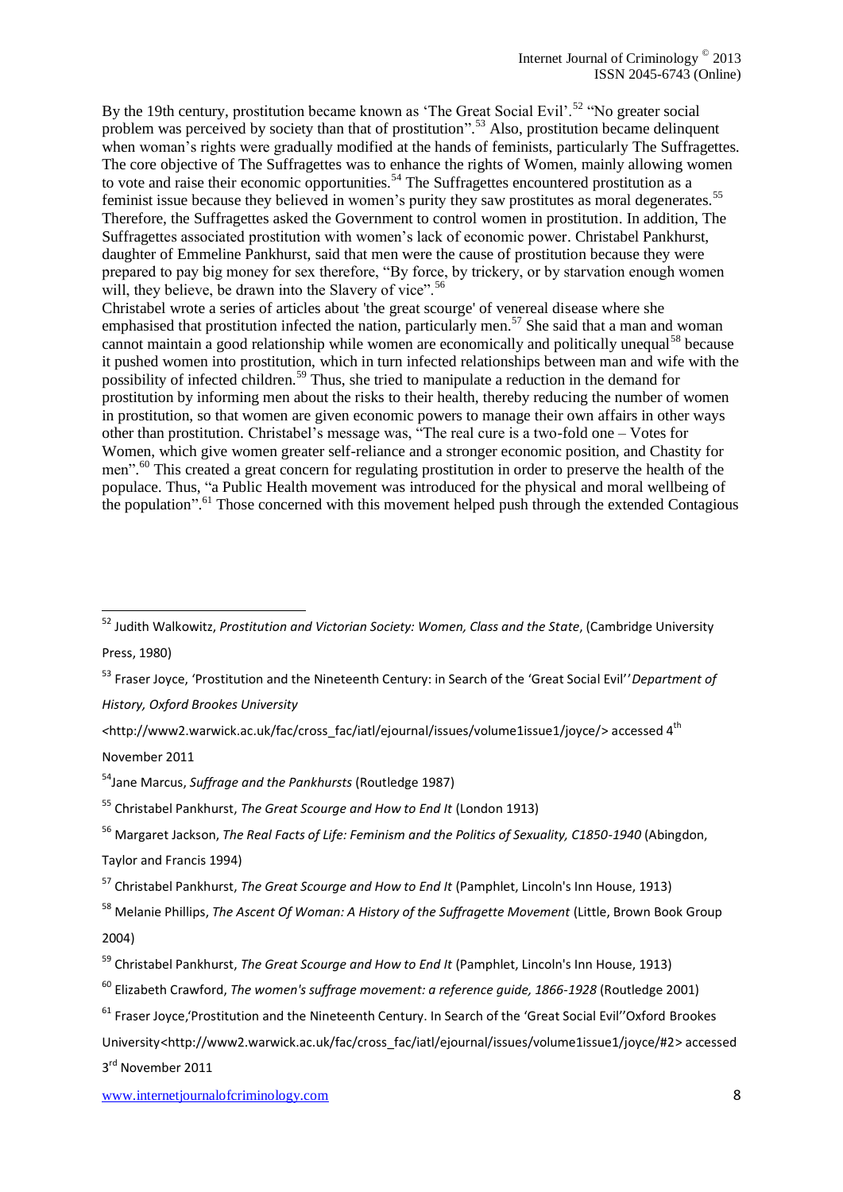By the 19th century, prostitution became known as 'The Great Social Evil'.[52] "No greater social problem was perceived by society than that of prostitution".[53] Also, prostitution became delinquent when woman's rights were gradually modified at the hands of feminists, particularly The Suffragettes. The core objective of The Suffragettes was to enhance the rights of Women, mainly allowing women to vote and raise their economic opportunities.[54] The Suffragettes encountered prostitution as a feminist issue because they believed in women's purity they saw prostitutes as moral degenerates.[55] Therefore, the Suffragettes asked the Government to control women in prostitution. In addition, The Suffragettes associated prostitution with women's lack of economic power. Christabel Pankhurst, daughter of Emmeline Pankhurst, said that men were the cause of prostitution because they were prepared to pay big money for sex therefore, "By force, by trickery, or by starvation enough women will, they believe, be drawn into the Slavery of vice".[56]

Christabel wrote a series of articles about 'the great scourge' of venereal disease where she emphasised that prostitution infected the nation, particularly men.[57] She said that a man and woman cannot maintain a good relationship while women are economically and politically unequal[58] because it pushed women into prostitution, which in turn infected relationships between man and wife with the possibility of infected children.[59] Thus, she tried to manipulate a reduction in the demand for prostitution by informing men about the risks to their health, thereby reducing the number of women in prostitution, so that women are given economic powers to manage their own affairs in other ways other than prostitution. Christabel's message was, "The real cure is a two-fold one – Votes for Women, which give women greater self-reliance and a stronger economic position, and Chastity for men".[60] This created a great concern for regulating prostitution in order to preserve the health of the populace. Thus, "a Public Health movement was introduced for the physical and moral wellbeing of the population".[61] Those concerned with this movement helped push through the extended Contagious

---

[52] Judith Walkowitz, *Prostitution and Victorian Society: Women, Class and the State*, (Cambridge University Press, 1980)

[53] Fraser Joyce, 'Prostitution and the Nineteenth Century: in Search of the 'Great Social Evil'' *Department of History, Oxford Brookes University* <http://www2.warwick.ac.uk/fac/cross_fac/iatl/ejournal/issues/volume1issue1/joyce/> accessed 4th November 2011

[54] Jane Marcus, *Suffrage and the Pankhursts* (Routledge 1987)

[55] Christabel Pankhurst, *The Great Scourge and How to End It* (London 1913)

[56] Margaret Jackson, *The Real Facts of Life: Feminism and the Politics of Sexuality, C1850-1940* (Abingdon, Taylor and Francis 1994)

[57] Christabel Pankhurst, *The Great Scourge and How to End It* (Pamphlet, Lincoln's Inn House, 1913)

[58] Melanie Phillips, *The Ascent Of Woman: A History of the Suffragette Movement* (Little, Brown Book Group 2004)

[59] Christabel Pankhurst, *The Great Scourge and How to End It* (Pamphlet, Lincoln's Inn House, 1913)

[60] Elizabeth Crawford, *The women's suffrage movement: a reference guide, 1866-1928* (Routledge 2001)

[61] Fraser Joyce,'Prostitution and the Nineteenth Century. In Search of the 'Great Social Evil''Oxford Brookes University<http://www2.warwick.ac.uk/fac/cross_fac/iatl/ejournal/issues/volume1issue1/joyce/#2> accessed 3rd November 2011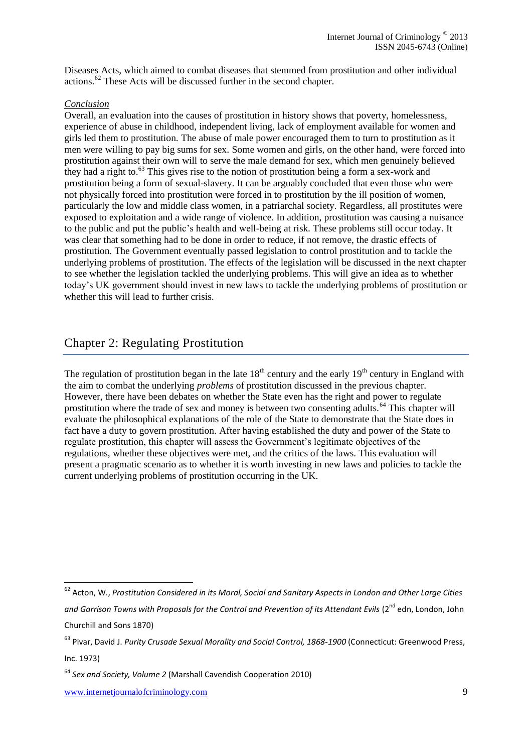Diseases Acts, which aimed to combat diseases that stemmed from prostitution and other individual actions.[62] These Acts will be discussed further in the second chapter.

*Conclusion*

Overall, an evaluation into the causes of prostitution in history shows that poverty, homelessness, experience of abuse in childhood, independent living, lack of employment available for women and girls led them to prostitution. The abuse of male power encouraged them to turn to prostitution as it men were willing to pay big sums for sex. Some women and girls, on the other hand, were forced into prostitution against their own will to serve the male demand for sex, which men genuinely believed they had a right to.[63] This gives rise to the notion of prostitution being a form a sex-work and prostitution being a form of sexual-slavery. It can be arguably concluded that even those who were not physically forced into prostitution were forced in to prostitution by the ill position of women, particularly the low and middle class women, in a patriarchal society. Regardless, all prostitutes were exposed to exploitation and a wide range of violence. In addition, prostitution was causing a nuisance to the public and put the public's health and well-being at risk. These problems still occur today. It was clear that something had to be done in order to reduce, if not remove, the drastic effects of prostitution. The Government eventually passed legislation to control prostitution and to tackle the underlying problems of prostitution. The effects of the legislation will be discussed in the next chapter to see whether the legislation tackled the underlying problems. This will give an idea as to whether today's UK government should invest in new laws to tackle the underlying problems of prostitution or whether this will lead to further crisis.

## Chapter 2: Regulating Prostitution

The regulation of prostitution began in the late 18th century and the early 19th century in England with the aim to combat the underlying *problems* of prostitution discussed in the previous chapter. However, there have been debates on whether the State even has the right and power to regulate prostitution where the trade of sex and money is between two consenting adults.[64] This chapter will evaluate the philosophical explanations of the role of the State to demonstrate that the State does in fact have a duty to govern prostitution. After having established the duty and power of the State to regulate prostitution, this chapter will assess the Government's legitimate objectives of the regulations, whether these objectives were met, and the critics of the laws. This evaluation will present a pragmatic scenario as to whether it is worth investing in new laws and policies to tackle the current underlying problems of prostitution occurring in the UK.

---

[62] Acton, W., *Prostitution Considered in its Moral, Social and Sanitary Aspects in London and Other Large Cities and Garrison Towns with Proposals for the Control and Prevention of its Attendant Evils* (2nd edn, London, John Churchill and Sons 1870)

[63] Pivar, David J. *Purity Crusade Sexual Morality and Social Control, 1868-1900* (Connecticut: Greenwood Press, Inc. 1973)

[64] *Sex and Society, Volume 2* (Marshall Cavendish Cooperation 2010)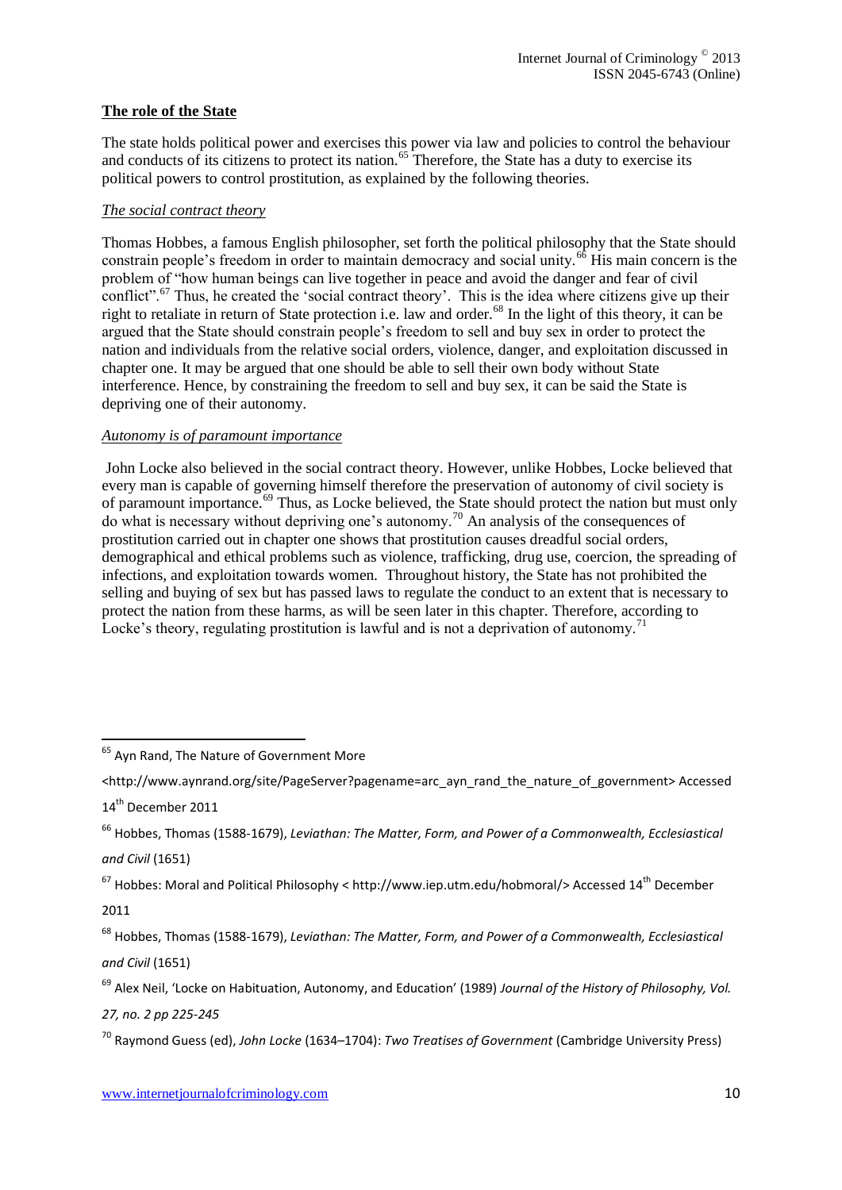**The role of the State**

The state holds political power and exercises this power via law and policies to control the behaviour and conducts of its citizens to protect its nation.[65] Therefore, the State has a duty to exercise its political powers to control prostitution, as explained by the following theories.

*The social contract theory*

Thomas Hobbes, a famous English philosopher, set forth the political philosophy that the State should constrain people's freedom in order to maintain democracy and social unity.[66] His main concern is the problem of "how human beings can live together in peace and avoid the danger and fear of civil conflict".[67] Thus, he created the 'social contract theory'. This is the idea where citizens give up their right to retaliate in return of State protection i.e. law and order.[68] In the light of this theory, it can be argued that the State should constrain people's freedom to sell and buy sex in order to protect the nation and individuals from the relative social orders, violence, danger, and exploitation discussed in chapter one. It may be argued that one should be able to sell their own body without State interference. Hence, by constraining the freedom to sell and buy sex, it can be said the State is depriving one of their autonomy.

*Autonomy is of paramount importance*

John Locke also believed in the social contract theory. However, unlike Hobbes, Locke believed that every man is capable of governing himself therefore the preservation of autonomy of civil society is of paramount importance.[69] Thus, as Locke believed, the State should protect the nation but must only do what is necessary without depriving one's autonomy.[70] An analysis of the consequences of prostitution carried out in chapter one shows that prostitution causes dreadful social orders, demographical and ethical problems such as violence, trafficking, drug use, coercion, the spreading of infections, and exploitation towards women. Throughout history, the State has not prohibited the selling and buying of sex but has passed laws to regulate the conduct to an extent that is necessary to protect the nation from these harms, as will be seen later in this chapter. Therefore, according to Locke's theory, regulating prostitution is lawful and is not a deprivation of autonomy.[71]

---

[65] Ayn Rand, The Nature of Government More <http://www.aynrand.org/site/PageServer?pagename=arc_ayn_rand_the_nature_of_government> Accessed 14th December 2011

[66] Hobbes, Thomas (1588-1679), *Leviathan: The Matter, Form, and Power of a Commonwealth, Ecclesiastical and Civil* (1651)

[67] Hobbes: Moral and Political Philosophy < http://www.iep.utm.edu/hobmoral/> Accessed 14th December 2011

[68] Hobbes, Thomas (1588-1679), *Leviathan: The Matter, Form, and Power of a Commonwealth, Ecclesiastical and Civil* (1651)

[69] Alex Neil, 'Locke on Habituation, Autonomy, and Education' (1989) *Journal of the History of Philosophy, Vol. 27, no. 2 pp 225-245*

[70] Raymond Guess (ed), *John Locke* (1634–1704): *Two Treatises of Government* (Cambridge University Press)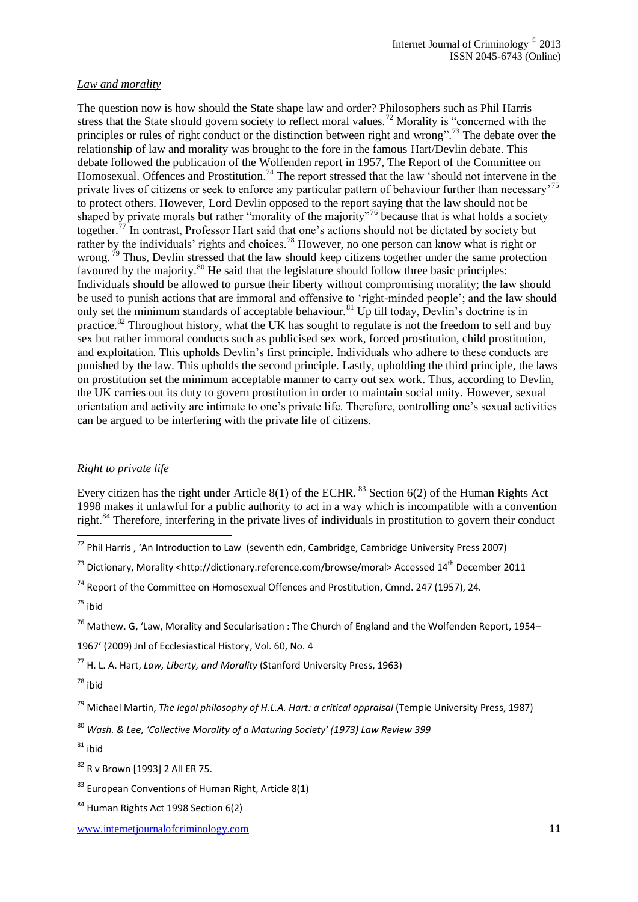*Law and morality*

The question now is how should the State shape law and order? Philosophers such as Phil Harris stress that the State should govern society to reflect moral values.[72] Morality is "concerned with the principles or rules of right conduct or the distinction between right and wrong".[73] The debate over the relationship of law and morality was brought to the fore in the famous Hart/Devlin debate. This debate followed the publication of the Wolfenden report in 1957, The Report of the Committee on Homosexual. Offences and Prostitution.[74] The report stressed that the law 'should not intervene in the private lives of citizens or seek to enforce any particular pattern of behaviour further than necessary'[75] to protect others. However, Lord Devlin opposed to the report saying that the law should not be shaped by private morals but rather "morality of the majority"[76] because that is what holds a society together.[77] In contrast, Professor Hart said that one's actions should not be dictated by society but rather by the individuals' rights and choices.[78] However, no one person can know what is right or wrong.[79] Thus, Devlin stressed that the law should keep citizens together under the same protection favoured by the majority.[80] He said that the legislature should follow three basic principles: Individuals should be allowed to pursue their liberty without compromising morality; the law should be used to punish actions that are immoral and offensive to 'right-minded people'; and the law should only set the minimum standards of acceptable behaviour.[81] Up till today, Devlin's doctrine is in practice.[82] Throughout history, what the UK has sought to regulate is not the freedom to sell and buy sex but rather immoral conducts such as publicised sex work, forced prostitution, child prostitution, and exploitation. This upholds Devlin's first principle. Individuals who adhere to these conducts are punished by the law. This upholds the second principle. Lastly, upholding the third principle, the laws on prostitution set the minimum acceptable manner to carry out sex work. Thus, according to Devlin, the UK carries out its duty to govern prostitution in order to maintain social unity. However, sexual orientation and activity are intimate to one's private life. Therefore, controlling one's sexual activities can be argued to be interfering with the private life of citizens.

*Right to private life*

Every citizen has the right under Article 8(1) of the ECHR.[83] Section 6(2) of the Human Rights Act 1998 makes it unlawful for a public authority to act in a way which is incompatible with a convention right.[84] Therefore, interfering in the private lives of individuals in prostitution to govern their conduct

---

[72] Phil Harris , 'An Introduction to Law (seventh edn, Cambridge, Cambridge University Press 2007)

[73] Dictionary, Morality <http://dictionary.reference.com/browse/moral> Accessed 14th December 2011

[74] Report of the Committee on Homosexual Offences and Prostitution, Cmnd. 247 (1957), 24.

[75] ibid

[76] Mathew. G, 'Law, Morality and Secularisation : The Church of England and the Wolfenden Report, 1954–1967' (2009) Jnl of Ecclesiastical History, Vol. 60, No. 4

[77] H. L. A. Hart, *Law, Liberty, and Morality* (Stanford University Press, 1963)

[78] ibid

[79] Michael Martin, *The legal philosophy of H.L.A. Hart: a critical appraisal* (Temple University Press, 1987)

[80] *Wash. & Lee, 'Collective Morality of a Maturing Society' (1973) Law Review 399*

[81] ibid

[82] R v Brown [1993] 2 All ER 75.

[83] European Conventions of Human Right, Article 8(1)

[84] Human Rights Act 1998 Section 6(2)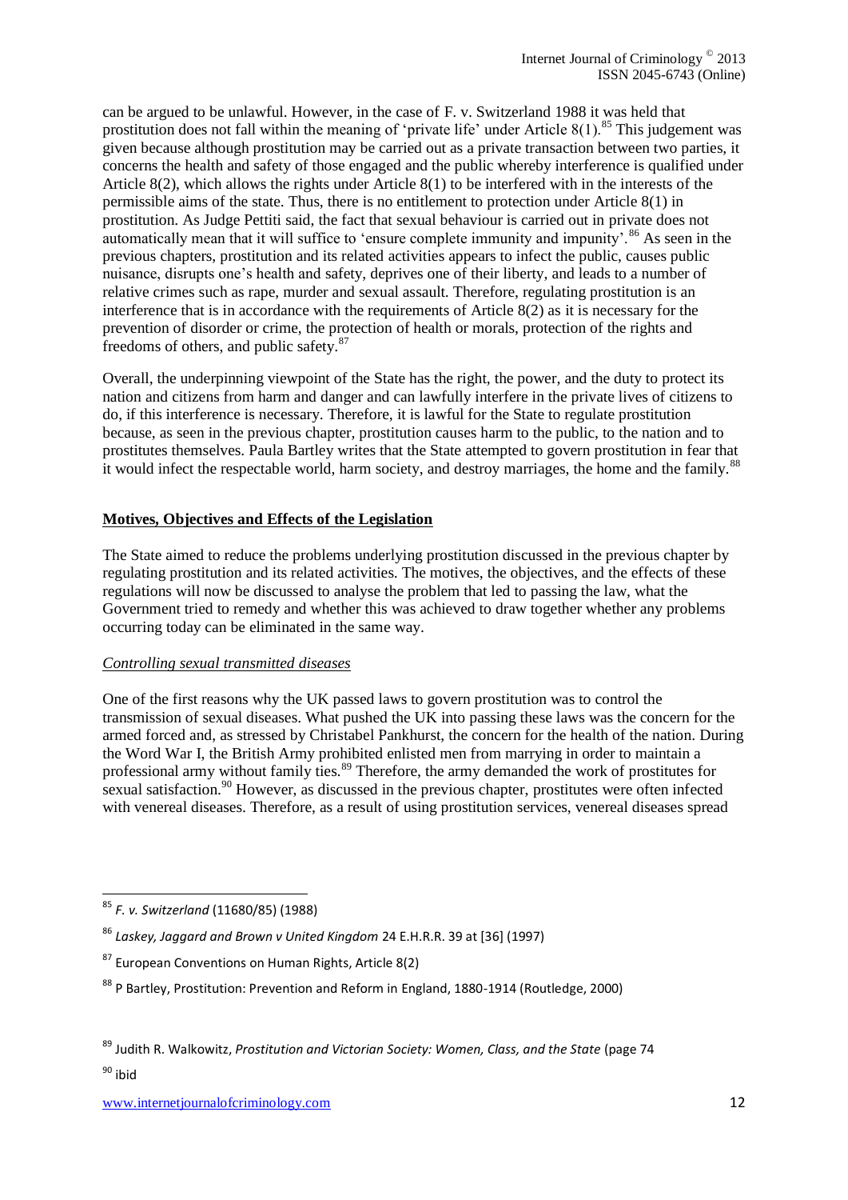can be argued to be unlawful. However, in the case of F. v. Switzerland 1988 it was held that prostitution does not fall within the meaning of 'private life' under Article 8(1).[85] This judgement was given because although prostitution may be carried out as a private transaction between two parties, it concerns the health and safety of those engaged and the public whereby interference is qualified under Article 8(2), which allows the rights under Article 8(1) to be interfered with in the interests of the permissible aims of the state. Thus, there is no entitlement to protection under Article 8(1) in prostitution. As Judge Pettiti said, the fact that sexual behaviour is carried out in private does not automatically mean that it will suffice to 'ensure complete immunity and impunity'.[86] As seen in the previous chapters, prostitution and its related activities appears to infect the public, causes public nuisance, disrupts one's health and safety, deprives one of their liberty, and leads to a number of relative crimes such as rape, murder and sexual assault. Therefore, regulating prostitution is an interference that is in accordance with the requirements of Article 8(2) as it is necessary for the prevention of disorder or crime, the protection of health or morals, protection of the rights and freedoms of others, and public safety.[87]

Overall, the underpinning viewpoint of the State has the right, the power, and the duty to protect its nation and citizens from harm and danger and can lawfully interfere in the private lives of citizens to do, if this interference is necessary. Therefore, it is lawful for the State to regulate prostitution because, as seen in the previous chapter, prostitution causes harm to the public, to the nation and to prostitutes themselves. Paula Bartley writes that the State attempted to govern prostitution in fear that it would infect the respectable world, harm society, and destroy marriages, the home and the family.[88]

## Motives, Objectives and Effects of the Legislation

The State aimed to reduce the problems underlying prostitution discussed in the previous chapter by regulating prostitution and its related activities. The motives, the objectives, and the effects of these regulations will now be discussed to analyse the problem that led to passing the law, what the Government tried to remedy and whether this was achieved to draw together whether any problems occurring today can be eliminated in the same way.

### *Controlling sexual transmitted diseases*

One of the first reasons why the UK passed laws to govern prostitution was to control the transmission of sexual diseases. What pushed the UK into passing these laws was the concern for the armed forced and, as stressed by Christabel Pankhurst, the concern for the health of the nation. During the Word War I, the British Army prohibited enlisted men from marrying in order to maintain a professional army without family ties.[89] Therefore, the army demanded the work of prostitutes for sexual satisfaction.[90] However, as discussed in the previous chapter, prostitutes were often infected with venereal diseases. Therefore, as a result of using prostitution services, venereal diseases spread

---

[85] *F. v. Switzerland* (11680/85) (1988)

[86] *Laskey, Jaggard and Brown v United Kingdom* 24 E.H.R.R. 39 at [36] (1997)

[87] European Conventions on Human Rights, Article 8(2)

[88] P Bartley, Prostitution: Prevention and Reform in England, 1880-1914 (Routledge, 2000)

[89] Judith R. Walkowitz, *Prostitution and Victorian Society: Women, Class, and the State* (page 74

[90] ibid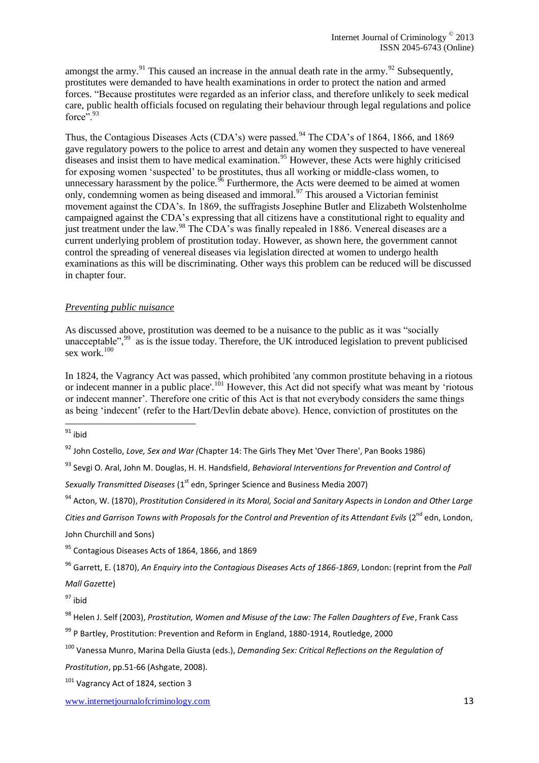amongst the army.[91] This caused an increase in the annual death rate in the army.[92] Subsequently, prostitutes were demanded to have health examinations in order to protect the nation and armed forces. "Because prostitutes were regarded as an inferior class, and therefore unlikely to seek medical care, public health officials focused on regulating their behaviour through legal regulations and police force".[93]

Thus, the Contagious Diseases Acts (CDA's) were passed.[94] The CDA's of 1864, 1866, and 1869 gave regulatory powers to the police to arrest and detain any women they suspected to have venereal diseases and insist them to have medical examination.[95] However, these Acts were highly criticised for exposing women 'suspected' to be prostitutes, thus all working or middle-class women, to unnecessary harassment by the police.[96] Furthermore, the Acts were deemed to be aimed at women only, condemning women as being diseased and immoral.[97] This aroused a Victorian feminist movement against the CDA's. In 1869, the suffragists Josephine Butler and Elizabeth Wolstenholme campaigned against the CDA's expressing that all citizens have a constitutional right to equality and just treatment under the law.[98] The CDA's was finally repealed in 1886. Venereal diseases are a current underlying problem of prostitution today. However, as shown here, the government cannot control the spreading of venereal diseases via legislation directed at women to undergo health examinations as this will be discriminating. Other ways this problem can be reduced will be discussed in chapter four.

*Preventing public nuisance*

As discussed above, prostitution was deemed to be a nuisance to the public as it was "socially unacceptable",[99] as is the issue today. Therefore, the UK introduced legislation to prevent publicised sex work.[100]

In 1824, the Vagrancy Act was passed, which prohibited 'any common prostitute behaving in a riotous or indecent manner in a public place'.[101] However, this Act did not specify what was meant by 'riotous or indecent manner'. Therefore one critic of this Act is that not everybody considers the same things as being 'indecent' (refer to the Hart/Devlin debate above). Hence, conviction of prostitutes on the

---

[91] ibid

[92] John Costello, *Love, Sex and War (*Chapter 14: The Girls They Met 'Over There', Pan Books 1986)

[93] Sevgi O. Aral, John M. Douglas, H. H. Handsfield, *Behavioral Interventions for Prevention and Control of Sexually Transmitted Diseases* (1st edn, Springer Science and Business Media 2007)

[94] Acton, W. (1870), *Prostitution Considered in its Moral, Social and Sanitary Aspects in London and Other Large Cities and Garrison Towns with Proposals for the Control and Prevention of its Attendant Evils* (2nd edn, London, John Churchill and Sons)

[95] Contagious Diseases Acts of 1864, 1866, and 1869

[96] Garrett, E. (1870), *An Enquiry into the Contagious Diseases Acts of 1866-1869*, London: (reprint from the *Pall Mall Gazette*)

[97] ibid

[98] Helen J. Self (2003), *Prostitution, Women and Misuse of the Law: The Fallen Daughters of Eve*, Frank Cass

[99] P Bartley, Prostitution: Prevention and Reform in England, 1880-1914, Routledge, 2000

[100] Vanessa Munro, Marina Della Giusta (eds.), *Demanding Sex: Critical Reflections on the Regulation of Prostitution*, pp.51-66 (Ashgate, 2008).

[101] Vagrancy Act of 1824, section 3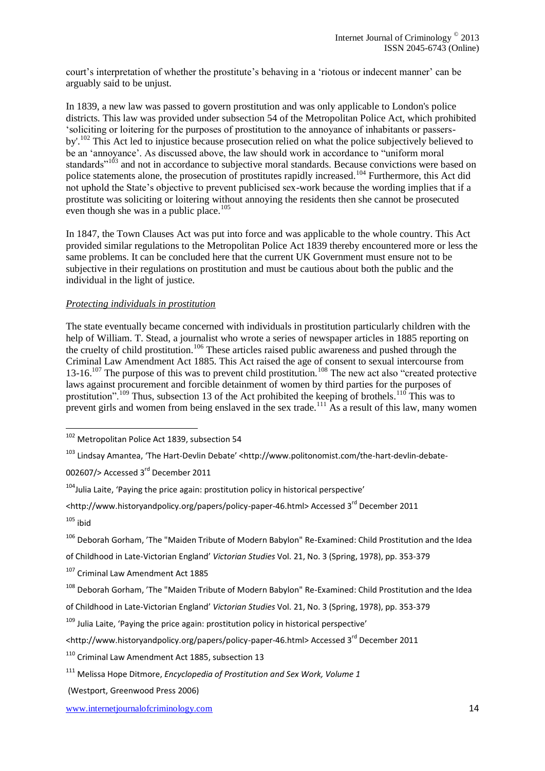court's interpretation of whether the prostitute's behaving in a 'riotous or indecent manner' can be arguably said to be unjust.

In 1839, a new law was passed to govern prostitution and was only applicable to London's police districts. This law was provided under subsection 54 of the Metropolitan Police Act, which prohibited 'soliciting or loitering for the purposes of prostitution to the annoyance of inhabitants or passers-by'.[102] This Act led to injustice because prosecution relied on what the police subjectively believed to be an 'annoyance'. As discussed above, the law should work in accordance to "uniform moral standards"[103] and not in accordance to subjective moral standards. Because convictions were based on police statements alone, the prosecution of prostitutes rapidly increased.[104] Furthermore, this Act did not uphold the State's objective to prevent publicised sex-work because the wording implies that if a prostitute was soliciting or loitering without annoying the residents then she cannot be prosecuted even though she was in a public place.[105]

In 1847, the Town Clauses Act was put into force and was applicable to the whole country. This Act provided similar regulations to the Metropolitan Police Act 1839 thereby encountered more or less the same problems. It can be concluded here that the current UK Government must ensure not to be subjective in their regulations on prostitution and must be cautious about both the public and the individual in the light of justice.

*Protecting individuals in prostitution*

The state eventually became concerned with individuals in prostitution particularly children with the help of William. T. Stead, a journalist who wrote a series of newspaper articles in 1885 reporting on the cruelty of child prostitution.[106] These articles raised public awareness and pushed through the Criminal Law Amendment Act 1885. This Act raised the age of consent to sexual intercourse from 13-16.[107] The purpose of this was to prevent child prostitution.[108] The new act also "created protective laws against procurement and forcible detainment of women by third parties for the purposes of prostitution".[109] Thus, subsection 13 of the Act prohibited the keeping of brothels.[110] This was to prevent girls and women from being enslaved in the sex trade.[111] As a result of this law, many women

---

[102] Metropolitan Police Act 1839, subsection 54

[103] Lindsay Amantea, 'The Hart-Devlin Debate' <http://www.politonomist.com/the-hart-devlin-debate-002607/> Accessed 3rd December 2011

[104] Julia Laite, 'Paying the price again: prostitution policy in historical perspective' <http://www.historyandpolicy.org/papers/policy-paper-46.html> Accessed 3rd December 2011

[105] ibid

[106] Deborah Gorham, 'The "Maiden Tribute of Modern Babylon" Re-Examined: Child Prostitution and the Idea of Childhood in Late-Victorian England' *Victorian Studies* Vol. 21, No. 3 (Spring, 1978), pp. 353-379

[107] Criminal Law Amendment Act 1885

[108] Deborah Gorham, 'The "Maiden Tribute of Modern Babylon" Re-Examined: Child Prostitution and the Idea of Childhood in Late-Victorian England' *Victorian Studies* Vol. 21, No. 3 (Spring, 1978), pp. 353-379

[109] Julia Laite, 'Paying the price again: prostitution policy in historical perspective' <http://www.historyandpolicy.org/papers/policy-paper-46.html> Accessed 3rd December 2011

[110] Criminal Law Amendment Act 1885, subsection 13

[111] Melissa Hope Ditmore, *Encyclopedia of Prostitution and Sex Work, Volume 1* (Westport, Greenwood Press 2006)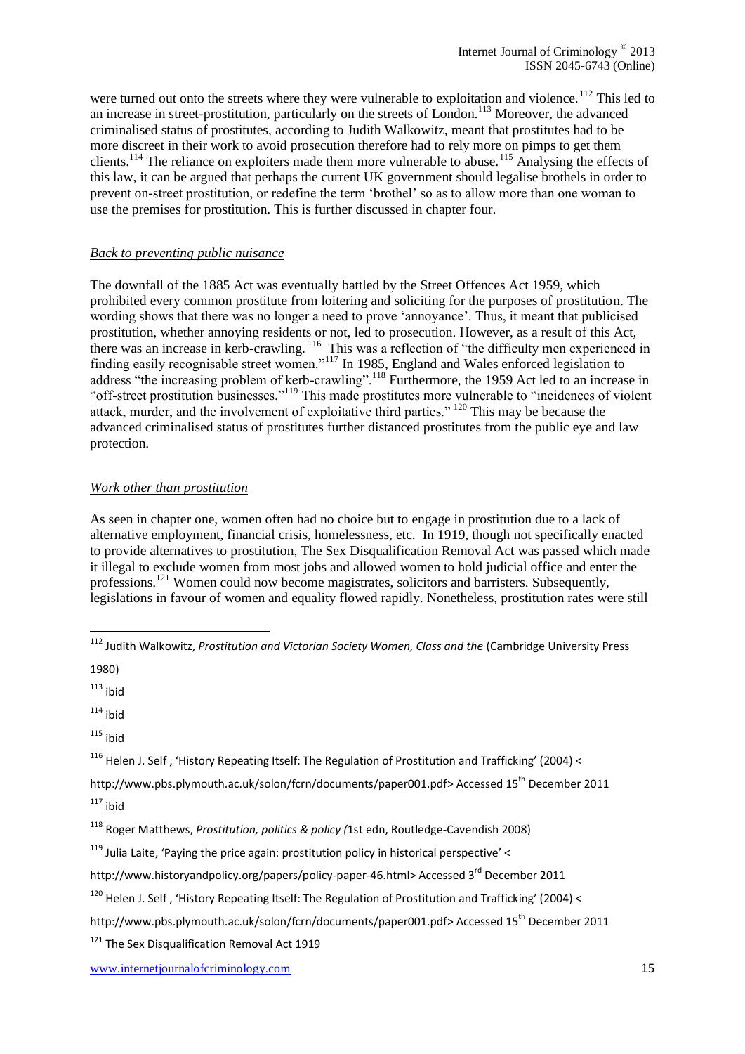were turned out onto the streets where they were vulnerable to exploitation and violence.[112] This led to an increase in street-prostitution, particularly on the streets of London.[113] Moreover, the advanced criminalised status of prostitutes, according to Judith Walkowitz, meant that prostitutes had to be more discreet in their work to avoid prosecution therefore had to rely more on pimps to get them clients.[114] The reliance on exploiters made them more vulnerable to abuse.[115] Analysing the effects of this law, it can be argued that perhaps the current UK government should legalise brothels in order to prevent on-street prostitution, or redefine the term 'brothel' so as to allow more than one woman to use the premises for prostitution. This is further discussed in chapter four.

*Back to preventing public nuisance*

The downfall of the 1885 Act was eventually battled by the Street Offences Act 1959, which prohibited every common prostitute from loitering and soliciting for the purposes of prostitution. The wording shows that there was no longer a need to prove 'annoyance'. Thus, it meant that publicised prostitution, whether annoying residents or not, led to prosecution. However, as a result of this Act, there was an increase in kerb-crawling.[116] This was a reflection of "the difficulty men experienced in finding easily recognisable street women."[117] In 1985, England and Wales enforced legislation to address "the increasing problem of kerb-crawling".[118] Furthermore, the 1959 Act led to an increase in "off-street prostitution businesses."[119] This made prostitutes more vulnerable to "incidences of violent attack, murder, and the involvement of exploitative third parties."[120] This may be because the advanced criminalised status of prostitutes further distanced prostitutes from the public eye and law protection.

*Work other than prostitution*

As seen in chapter one, women often had no choice but to engage in prostitution due to a lack of alternative employment, financial crisis, homelessness, etc. In 1919, though not specifically enacted to provide alternatives to prostitution, The Sex Disqualification Removal Act was passed which made it illegal to exclude women from most jobs and allowed women to hold judicial office and enter the professions.[121] Women could now become magistrates, solicitors and barristers. Subsequently, legislations in favour of women and equality flowed rapidly. Nonetheless, prostitution rates were still

---

[112] Judith Walkowitz, *Prostitution and Victorian Society Women, Class and the* (Cambridge University Press 1980)

[113] ibid

[114] ibid

[115] ibid

[116] Helen J. Self , 'History Repeating Itself: The Regulation of Prostitution and Trafficking' (2004) < http://www.pbs.plymouth.ac.uk/solon/fcrn/documents/paper001.pdf> Accessed 15th December 2011

[117] ibid

[118] Roger Matthews, *Prostitution, politics & policy (*1st edn, Routledge-Cavendish 2008)

[119] Julia Laite, 'Paying the price again: prostitution policy in historical perspective' < http://www.historyandpolicy.org/papers/policy-paper-46.html> Accessed 3rd December 2011

[120] Helen J. Self , 'History Repeating Itself: The Regulation of Prostitution and Trafficking' (2004) < http://www.pbs.plymouth.ac.uk/solon/fcrn/documents/paper001.pdf> Accessed 15th December 2011

[121] The Sex Disqualification Removal Act 1919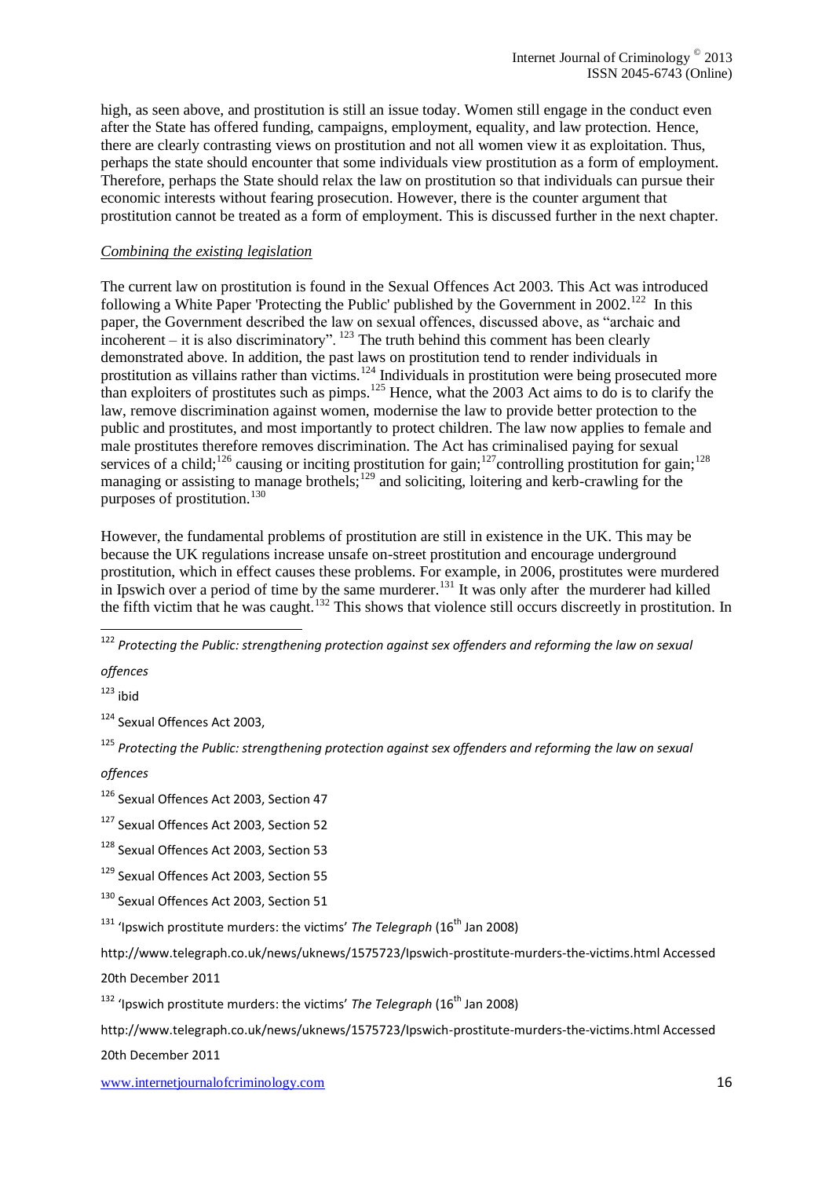high, as seen above, and prostitution is still an issue today. Women still engage in the conduct even after the State has offered funding, campaigns, employment, equality, and law protection. Hence, there are clearly contrasting views on prostitution and not all women view it as exploitation. Thus, perhaps the state should encounter that some individuals view prostitution as a form of employment. Therefore, perhaps the State should relax the law on prostitution so that individuals can pursue their economic interests without fearing prosecution. However, there is the counter argument that prostitution cannot be treated as a form of employment. This is discussed further in the next chapter.

*Combining the existing legislation*

The current law on prostitution is found in the Sexual Offences Act 2003. This Act was introduced following a White Paper 'Protecting the Public' published by the Government in 2002.[122] In this paper, the Government described the law on sexual offences, discussed above, as "archaic and incoherent – it is also discriminatory". [123] The truth behind this comment has been clearly demonstrated above. In addition, the past laws on prostitution tend to render individuals in prostitution as villains rather than victims.[124] Individuals in prostitution were being prosecuted more than exploiters of prostitutes such as pimps.[125] Hence, what the 2003 Act aims to do is to clarify the law, remove discrimination against women, modernise the law to provide better protection to the public and prostitutes, and most importantly to protect children. The law now applies to female and male prostitutes therefore removes discrimination. The Act has criminalised paying for sexual services of a child;[126] causing or inciting prostitution for gain;[127]controlling prostitution for gain;[128] managing or assisting to manage brothels;[129] and soliciting, loitering and kerb-crawling for the purposes of prostitution.[130]

However, the fundamental problems of prostitution are still in existence in the UK. This may be because the UK regulations increase unsafe on-street prostitution and encourage underground prostitution, which in effect causes these problems. For example, in 2006, prostitutes were murdered in Ipswich over a period of time by the same murderer.[131] It was only after the murderer had killed the fifth victim that he was caught.[132] This shows that violence still occurs discreetly in prostitution. In

---

[122] *Protecting the Public: strengthening protection against sex offenders and reforming the law on sexual offences*

[123] ibid

[124] Sexual Offences Act 2003,

[125] *Protecting the Public: strengthening protection against sex offenders and reforming the law on sexual offences*

[126] Sexual Offences Act 2003, Section 47

[127] Sexual Offences Act 2003, Section 52

[128] Sexual Offences Act 2003, Section 53

[129] Sexual Offences Act 2003, Section 55

[130] Sexual Offences Act 2003, Section 51

[131] 'Ipswich prostitute murders: the victims' *The Telegraph* (16th Jan 2008) http://www.telegraph.co.uk/news/uknews/1575723/Ipswich-prostitute-murders-the-victims.html Accessed 20th December 2011

[132] 'Ipswich prostitute murders: the victims' *The Telegraph* (16th Jan 2008) http://www.telegraph.co.uk/news/uknews/1575723/Ipswich-prostitute-murders-the-victims.html Accessed 20th December 2011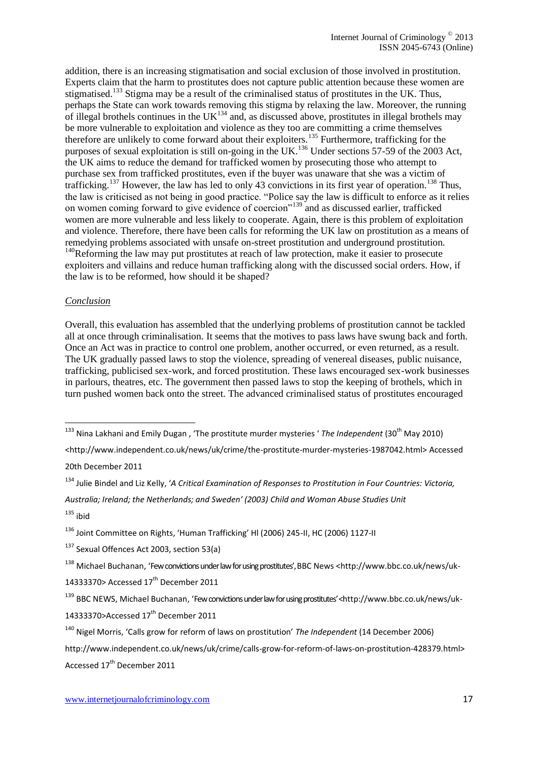addition, there is an increasing stigmatisation and social exclusion of those involved in prostitution. Experts claim that the harm to prostitutes does not capture public attention because these women are stigmatised.[133] Stigma may be a result of the criminalised status of prostitutes in the UK. Thus, perhaps the State can work towards removing this stigma by relaxing the law. Moreover, the running of illegal brothels continues in the UK[134] and, as discussed above, prostitutes in illegal brothels may be more vulnerable to exploitation and violence as they too are committing a crime themselves therefore are unlikely to come forward about their exploiters.[135] Furthermore, trafficking for the purposes of sexual exploitation is still on-going in the UK.[136] Under sections 57-59 of the 2003 Act, the UK aims to reduce the demand for trafficked women by prosecuting those who attempt to purchase sex from trafficked prostitutes, even if the buyer was unaware that she was a victim of trafficking.[137] However, the law has led to only 43 convictions in its first year of operation.[138] Thus, the law is criticised as not being in good practice. "Police say the law is difficult to enforce as it relies on women coming forward to give evidence of coercion"[139] and as discussed earlier, trafficked women are more vulnerable and less likely to cooperate. Again, there is this problem of exploitation and violence. Therefore, there have been calls for reforming the UK law on prostitution as a means of remedying problems associated with unsafe on-street prostitution and underground prostitution.[140]Reforming the law may put prostitutes at reach of law protection, make it easier to prosecute exploiters and villains and reduce human trafficking along with the discussed social orders. How, if the law is to be reformed, how should it be shaped?

*Conclusion*

Overall, this evaluation has assembled that the underlying problems of prostitution cannot be tackled all at once through criminalisation. It seems that the motives to pass laws have swung back and forth. Once an Act was in practice to control one problem, another occurred, or even returned, as a result. The UK gradually passed laws to stop the violence, spreading of venereal diseases, public nuisance, trafficking, publicised sex-work, and forced prostitution. These laws encouraged sex-work businesses in parlours, theatres, etc. The government then passed laws to stop the keeping of brothels, which in turn pushed women back onto the street. The advanced criminalised status of prostitutes encouraged

---

[133] Nina Lakhani and Emily Dugan , 'The prostitute murder mysteries ' *The Independent* (30th May 2010) <http://www.independent.co.uk/news/uk/crime/the-prostitute-murder-mysteries-1987042.html> Accessed 20th December 2011

[134] Julie Bindel and Liz Kelly, '*A Critical Examination of Responses to Prostitution in Four Countries: Victoria, Australia; Ireland; the Netherlands; and Sweden' (2003) Child and Woman Abuse Studies Unit*

[135] ibid

[136] Joint Committee on Rights, 'Human Trafficking' Hl (2006) 245-II, HC (2006) 1127-II

[137] Sexual Offences Act 2003, section 53(a)

[138] Michael Buchanan, 'Few convictions under law for using prostitutes', BBC News <http://www.bbc.co.uk/news/uk-14333370> Accessed 17th December 2011

[139] BBC NEWS, Michael Buchanan, 'Few convictions under law for using prostitutes'<http://www.bbc.co.uk/news/uk-14333370>Accessed 17th December 2011

[140] Nigel Morris, 'Calls grow for reform of laws on prostitution' *The Independent* (14 December 2006) http://www.independent.co.uk/news/uk/crime/calls-grow-for-reform-of-laws-on-prostitution-428379.html> Accessed 17th December 2011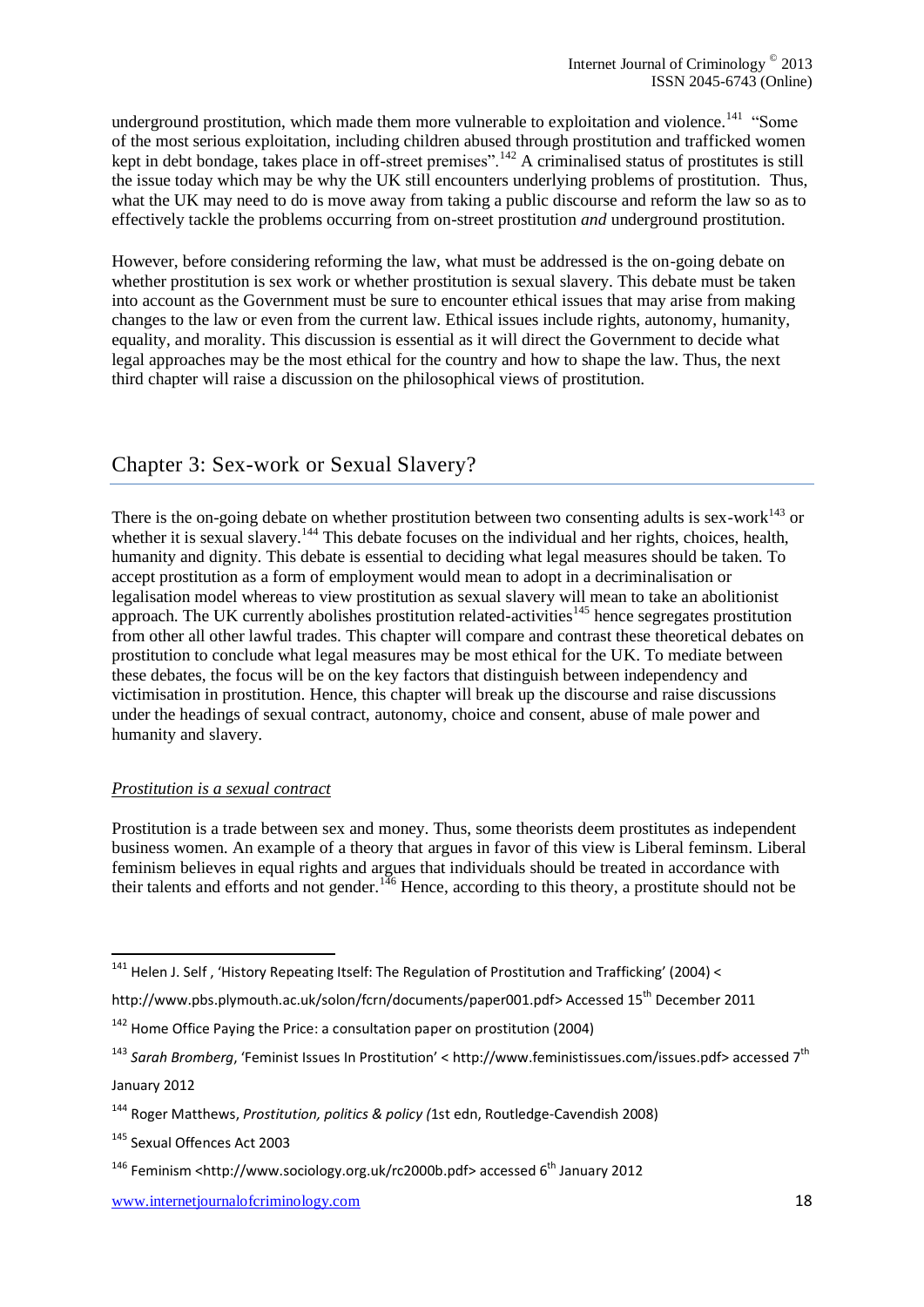underground prostitution, which made them more vulnerable to exploitation and violence.[141] "Some of the most serious exploitation, including children abused through prostitution and trafficked women kept in debt bondage, takes place in off-street premises".[142] A criminalised status of prostitutes is still the issue today which may be why the UK still encounters underlying problems of prostitution. Thus, what the UK may need to do is move away from taking a public discourse and reform the law so as to effectively tackle the problems occurring from on-street prostitution *and* underground prostitution.

However, before considering reforming the law, what must be addressed is the on-going debate on whether prostitution is sex work or whether prostitution is sexual slavery. This debate must be taken into account as the Government must be sure to encounter ethical issues that may arise from making changes to the law or even from the current law. Ethical issues include rights, autonomy, humanity, equality, and morality. This discussion is essential as it will direct the Government to decide what legal approaches may be the most ethical for the country and how to shape the law. Thus, the next third chapter will raise a discussion on the philosophical views of prostitution.

## Chapter 3: Sex-work or Sexual Slavery?

There is the on-going debate on whether prostitution between two consenting adults is sex-work[143] or whether it is sexual slavery.[144] This debate focuses on the individual and her rights, choices, health, humanity and dignity. This debate is essential to deciding what legal measures should be taken. To accept prostitution as a form of employment would mean to adopt in a decriminalisation or legalisation model whereas to view prostitution as sexual slavery will mean to take an abolitionist approach. The UK currently abolishes prostitution related-activities[145] hence segregates prostitution from other all other lawful trades. This chapter will compare and contrast these theoretical debates on prostitution to conclude what legal measures may be most ethical for the UK. To mediate between these debates, the focus will be on the key factors that distinguish between independency and victimisation in prostitution. Hence, this chapter will break up the discourse and raise discussions under the headings of sexual contract, autonomy, choice and consent, abuse of male power and humanity and slavery.

### *Prostitution is a sexual contract*

Prostitution is a trade between sex and money. Thus, some theorists deem prostitutes as independent business women. An example of a theory that argues in favor of this view is Liberal feminism. Liberal feminism believes in equal rights and argues that individuals should be treated in accordance with their talents and efforts and not gender.[146] Hence, according to this theory, a prostitute should not be

---

[141] Helen J. Self , 'History Repeating Itself: The Regulation of Prostitution and Trafficking' (2004) < http://www.pbs.plymouth.ac.uk/solon/fcrn/documents/paper001.pdf> Accessed 15th December 2011

[142] Home Office Paying the Price: a consultation paper on prostitution (2004)

[143] *Sarah Bromberg*, 'Feminist Issues In Prostitution' < http://www.feministissues.com/issues.pdf> accessed 7th January 2012

[144] Roger Matthews, *Prostitution, politics & policy (*1st edn, Routledge-Cavendish 2008)

[145] Sexual Offences Act 2003

[146] Feminism <http://www.sociology.org.uk/rc2000b.pdf> accessed 6th January 2012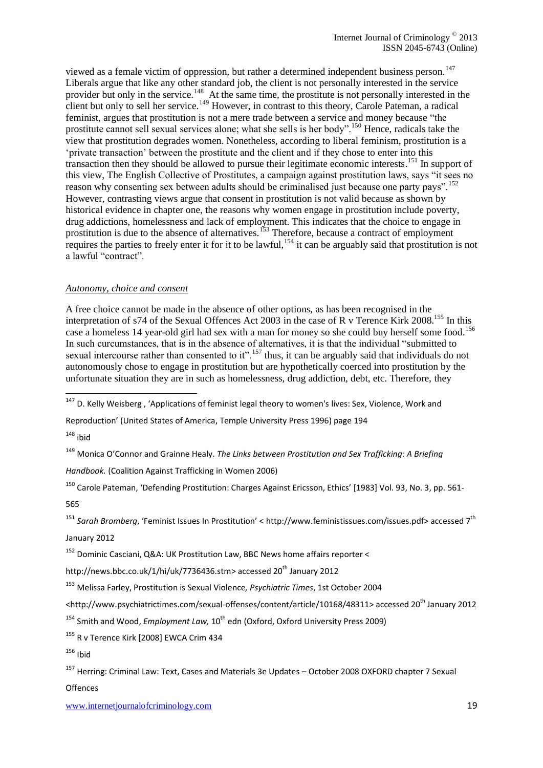viewed as a female victim of oppression, but rather a determined independent business person.[147] Liberals argue that like any other standard job, the client is not personally interested in the service provider but only in the service.[148] At the same time, the prostitute is not personally interested in the client but only to sell her service.[149] However, in contrast to this theory, Carole Pateman, a radical feminist, argues that prostitution is not a mere trade between a service and money because "the prostitute cannot sell sexual services alone; what she sells is her body".[150] Hence, radicals take the view that prostitution degrades women. Nonetheless, according to liberal feminism, prostitution is a 'private transaction' between the prostitute and the client and if they chose to enter into this transaction then they should be allowed to pursue their legitimate economic interests.[151] In support of this view, The English Collective of Prostitutes, a campaign against prostitution laws, says "it sees no reason why consenting sex between adults should be criminalised just because one party pays".[152] However, contrasting views argue that consent in prostitution is not valid because as shown by historical evidence in chapter one, the reasons why women engage in prostitution include poverty, drug addictions, homelessness and lack of employment. This indicates that the choice to engage in prostitution is due to the absence of alternatives.[153] Therefore, because a contract of employment requires the parties to freely enter it for it to be lawful,[154] it can be arguably said that prostitution is not a lawful "contract".

*Autonomy, choice and consent*

A free choice cannot be made in the absence of other options, as has been recognised in the interpretation of s74 of the Sexual Offences Act 2003 in the case of R v Terence Kirk 2008.[155] In this case a homeless 14 year-old girl had sex with a man for money so she could buy herself some food.[156] In such curcumstances, that is in the absence of alternatives, it is that the individual "submitted to sexual intercourse rather than consented to it".[157] thus, it can be arguably said that individuals do not autonomously chose to engage in prostitution but are hypothetically coerced into prostitution by the unfortunate situation they are in such as homelessness, drug addiction, debt, etc. Therefore, they

---

[147] D. Kelly Weisberg , 'Applications of feminist legal theory to women's lives: Sex, Violence, Work and Reproduction' (United States of America, Temple University Press 1996) page 194

[148] ibid

[149] Monica O'Connor and Grainne Healy. *The Links between Prostitution and Sex Trafficking: A Briefing Handbook.* (Coalition Against Trafficking in Women 2006)

[150] Carole Pateman, 'Defending Prostitution: Charges Against Ericsson, Ethics' [1983] Vol. 93, No. 3, pp. 561-565

[151] *Sarah Bromberg*, 'Feminist Issues In Prostitution' < http://www.feministissues.com/issues.pdf> accessed 7th January 2012

[152] Dominic Casciani, Q&A: UK Prostitution Law, BBC News home affairs reporter < http://news.bbc.co.uk/1/hi/uk/7736436.stm> accessed 20th January 2012

[153] Melissa Farley, Prostitution is Sexual Violence*, Psychiatric Times*, 1st October 2004 <http://www.psychiatrictimes.com/sexual-offenses/content/article/10168/48311> accessed 20th January 2012

[154] Smith and Wood, *Employment Law,* 10th edn (Oxford, Oxford University Press 2009)

[155] R v Terence Kirk [2008] EWCA Crim 434

[156] Ibid

[157] Herring: Criminal Law: Text, Cases and Materials 3e Updates – October 2008 OXFORD chapter 7 Sexual Offences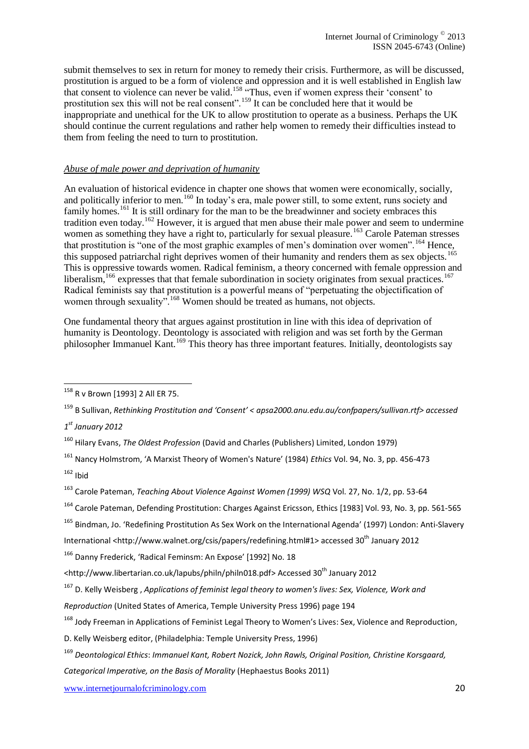submit themselves to sex in return for money to remedy their crisis. Furthermore, as will be discussed, prostitution is argued to be a form of violence and oppression and it is well established in English law that consent to violence can never be valid.[158] "Thus, even if women express their 'consent' to prostitution sex this will not be real consent".[159] It can be concluded here that it would be inappropriate and unethical for the UK to allow prostitution to operate as a business. Perhaps the UK should continue the current regulations and rather help women to remedy their difficulties instead to them from feeling the need to turn to prostitution.

*Abuse of male power and deprivation of humanity*

An evaluation of historical evidence in chapter one shows that women were economically, socially, and politically inferior to men.[160] In today's era, male power still, to some extent, runs society and family homes.[161] It is still ordinary for the man to be the breadwinner and society embraces this tradition even today.[162] However, it is argued that men abuse their male power and seem to undermine women as something they have a right to, particularly for sexual pleasure.[163] Carole Pateman stresses that prostitution is "one of the most graphic examples of men's domination over women".[164] Hence, this supposed patriarchal right deprives women of their humanity and renders them as sex objects.[165] This is oppressive towards women. Radical feminism, a theory concerned with female oppression and liberalism,[166] expresses that that female subordination in society originates from sexual practices.[167] Radical feminists say that prostitution is a powerful means of "perpetuating the objectification of women through sexuality".[168] Women should be treated as humans, not objects.

One fundamental theory that argues against prostitution in line with this idea of deprivation of humanity is Deontology. Deontology is associated with religion and was set forth by the German philosopher Immanuel Kant.[169] This theory has three important features. Initially, deontologists say

---

[158] R v Brown [1993] 2 All ER 75.

[159] B Sullivan, *Rethinking Prostitution and 'Consent' < apsa2000.anu.edu.au/confpapers/sullivan.rtf> accessed 1st January 2012*

[160] Hilary Evans, *The Oldest Profession* (David and Charles (Publishers) Limited, London 1979)

[161] Nancy Holmstrom, 'A Marxist Theory of Women's Nature' (1984) *Ethics* Vol. 94, No. 3, pp. 456-473

[162] Ibid

[163] Carole Pateman, *Teaching About Violence Against Women (1999) WSQ* Vol. 27, No. 1/2, pp. 53-64

[164] Carole Pateman, Defending Prostitution: Charges Against Ericsson, Ethics [1983] Vol. 93, No. 3, pp. 561-565

[165] Bindman, Jo. 'Redefining Prostitution As Sex Work on the International Agenda' (1997) London: Anti-Slavery International <http://www.walnet.org/csis/papers/redefining.html#1> accessed 30th January 2012

[166] Danny Frederick, 'Radical Feminsm: An Expose' [1992] No. 18 <http://www.libertarian.co.uk/lapubs/philn/philn018.pdf> Accessed 30th January 2012

[167] D. Kelly Weisberg , *Applications of feminist legal theory to women's lives: Sex, Violence, Work and Reproduction* (United States of America, Temple University Press 1996) page 194

[168] Jody Freeman in Applications of Feminist Legal Theory to Women's Lives: Sex, Violence and Reproduction, D. Kelly Weisberg editor, (Philadelphia: Temple University Press, 1996)

[169] *Deontological Ethics*: *Immanuel Kant, Robert Nozick, John Rawls, Original Position, Christine Korsgaard, Categorical Imperative, on the Basis of Morality* (Hephaestus Books 2011)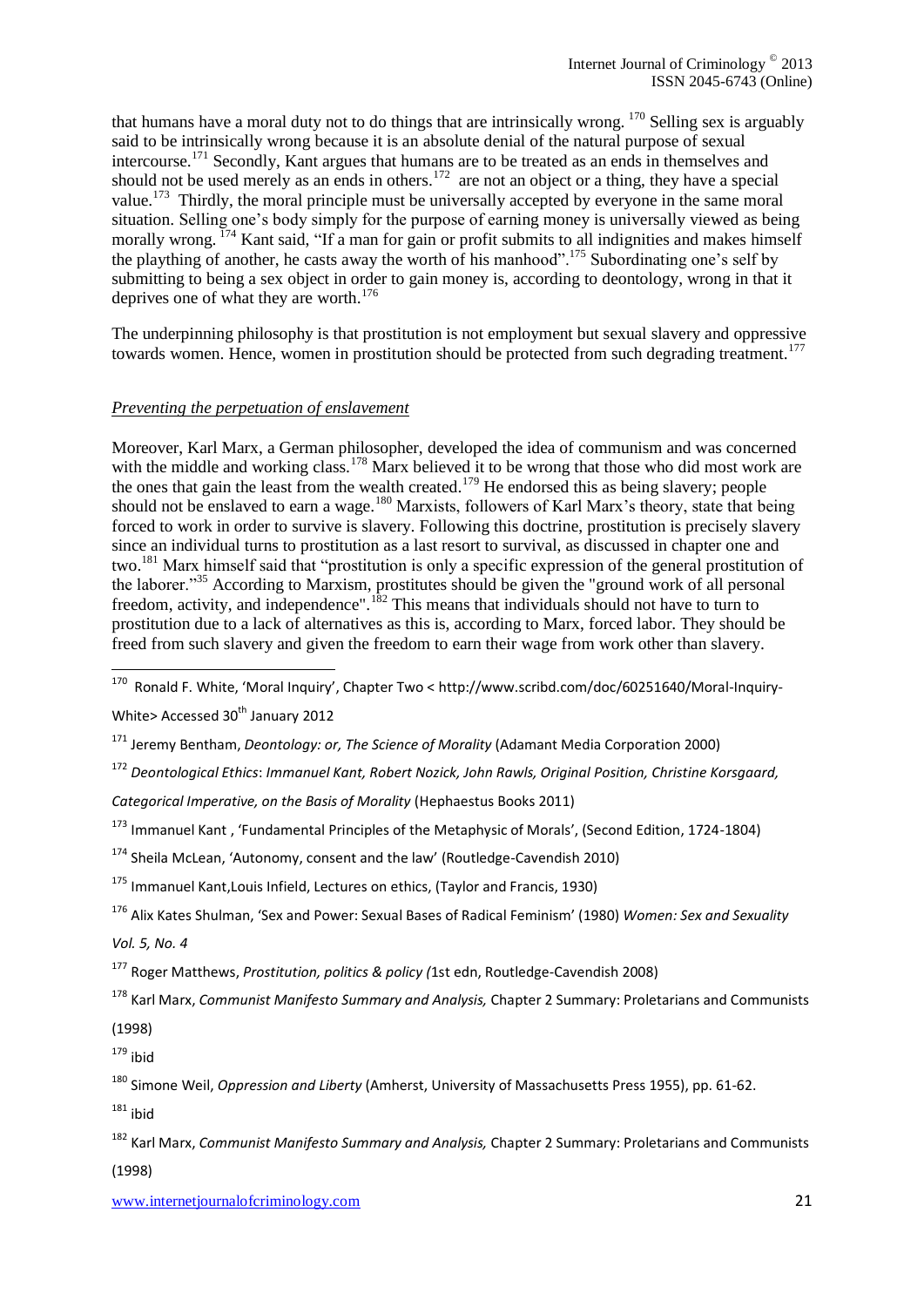that humans have a moral duty not to do things that are intrinsically wrong. [170] Selling sex is arguably said to be intrinsically wrong because it is an absolute denial of the natural purpose of sexual intercourse.[171] Secondly, Kant argues that humans are to be treated as an ends in themselves and should not be used merely as an ends in others.[172] are not an object or a thing, they have a special value.[173] Thirdly, the moral principle must be universally accepted by everyone in the same moral situation. Selling one's body simply for the purpose of earning money is universally viewed as being morally wrong. [174] Kant said, "If a man for gain or profit submits to all indignities and makes himself the plaything of another, he casts away the worth of his manhood".[175] Subordinating one's self by submitting to being a sex object in order to gain money is, according to deontology, wrong in that it deprives one of what they are worth.[176]

The underpinning philosophy is that prostitution is not employment but sexual slavery and oppressive towards women. Hence, women in prostitution should be protected from such degrading treatment.[177]

*Preventing the perpetuation of enslavement*

Moreover, Karl Marx, a German philosopher, developed the idea of communism and was concerned with the middle and working class.[178] Marx believed it to be wrong that those who did most work are the ones that gain the least from the wealth created.[179] He endorsed this as being slavery; people should not be enslaved to earn a wage.[180] Marxists, followers of Karl Marx's theory, state that being forced to work in order to survive is slavery. Following this doctrine, prostitution is precisely slavery since an individual turns to prostitution as a last resort to survival, as discussed in chapter one and two.[181] Marx himself said that "prostitution is only a specific expression of the general prostitution of the laborer."[35] According to Marxism, prostitutes should be given the "ground work of all personal freedom, activity, and independence".[182] This means that individuals should not have to turn to prostitution due to a lack of alternatives as this is, according to Marx, forced labor. They should be freed from such slavery and given the freedom to earn their wage from work other than slavery.

---

[170] Ronald F. White, 'Moral Inquiry', Chapter Two < http://www.scribd.com/doc/60251640/Moral-Inquiry-White> Accessed 30th January 2012

[171] Jeremy Bentham, *Deontology: or, The Science of Morality* (Adamant Media Corporation 2000)

[172] *Deontological Ethics*: *Immanuel Kant, Robert Nozick, John Rawls, Original Position, Christine Korsgaard, Categorical Imperative, on the Basis of Morality* (Hephaestus Books 2011)

[173] Immanuel Kant , 'Fundamental Principles of the Metaphysic of Morals', (Second Edition, 1724-1804)

[174] Sheila McLean, 'Autonomy, consent and the law' (Routledge-Cavendish 2010)

[175] Immanuel Kant,Louis Infield, Lectures on ethics, (Taylor and Francis, 1930)

[176] Alix Kates Shulman, 'Sex and Power: Sexual Bases of Radical Feminism' (1980) *Women: Sex and Sexuality Vol. 5, No. 4*

[177] Roger Matthews, *Prostitution, politics & policy (*1st edn, Routledge-Cavendish 2008)

[178] Karl Marx, *Communist Manifesto Summary and Analysis,* Chapter 2 Summary: Proletarians and Communists (1998)

[179] ibid

[180] Simone Weil, *Oppression and Liberty* (Amherst, University of Massachusetts Press 1955), pp. 61-62.

[181] ibid

[182] Karl Marx, *Communist Manifesto Summary and Analysis,* Chapter 2 Summary: Proletarians and Communists (1998)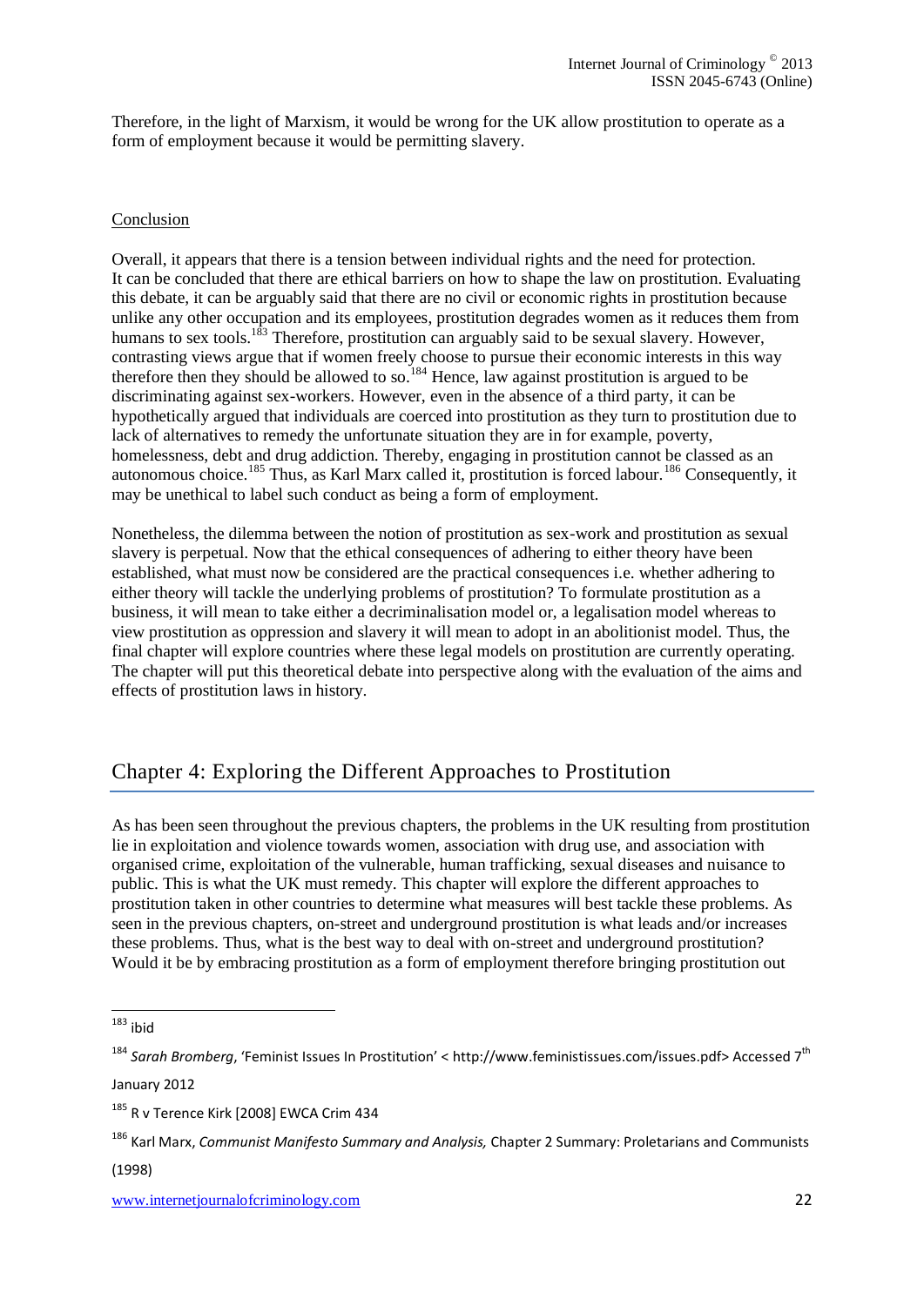Therefore, in the light of Marxism, it would be wrong for the UK allow prostitution to operate as a form of employment because it would be permitting slavery.

## Conclusion

Overall, it appears that there is a tension between individual rights and the need for protection. It can be concluded that there are ethical barriers on how to shape the law on prostitution. Evaluating this debate, it can be arguably said that there are no civil or economic rights in prostitution because unlike any other occupation and its employees, prostitution degrades women as it reduces them from humans to sex tools.[183] Therefore, prostitution can arguably said to be sexual slavery. However, contrasting views argue that if women freely choose to pursue their economic interests in this way therefore then they should be allowed to so.[184] Hence, law against prostitution is argued to be discriminating against sex-workers. However, even in the absence of a third party, it can be hypothetically argued that individuals are coerced into prostitution as they turn to prostitution due to lack of alternatives to remedy the unfortunate situation they are in for example, poverty, homelessness, debt and drug addiction. Thereby, engaging in prostitution cannot be classed as an autonomous choice.[185] Thus, as Karl Marx called it, prostitution is forced labour.[186] Consequently, it may be unethical to label such conduct as being a form of employment.

Nonetheless, the dilemma between the notion of prostitution as sex-work and prostitution as sexual slavery is perpetual. Now that the ethical consequences of adhering to either theory have been established, what must now be considered are the practical consequences i.e. whether adhering to either theory will tackle the underlying problems of prostitution? To formulate prostitution as a business, it will mean to take either a decriminalisation model or, a legalisation model whereas to view prostitution as oppression and slavery it will mean to adopt in an abolitionist model. Thus, the final chapter will explore countries where these legal models on prostitution are currently operating. The chapter will put this theoretical debate into perspective along with the evaluation of the aims and effects of prostitution laws in history.

# Chapter 4: Exploring the Different Approaches to Prostitution

As has been seen throughout the previous chapters, the problems in the UK resulting from prostitution lie in exploitation and violence towards women, association with drug use, and association with organised crime, exploitation of the vulnerable, human trafficking, sexual diseases and nuisance to public. This is what the UK must remedy. This chapter will explore the different approaches to prostitution taken in other countries to determine what measures will best tackle these problems. As seen in the previous chapters, on-street and underground prostitution is what leads and/or increases these problems. Thus, what is the best way to deal with on-street and underground prostitution? Would it be by embracing prostitution as a form of employment therefore bringing prostitution out

---

[183] ibid

[184] *Sarah Bromberg*, 'Feminist Issues In Prostitution' < http://www.feministissues.com/issues.pdf> Accessed 7th January 2012

[185] R v Terence Kirk [2008] EWCA Crim 434

[186] Karl Marx, *Communist Manifesto Summary and Analysis,* Chapter 2 Summary: Proletarians and Communists (1998)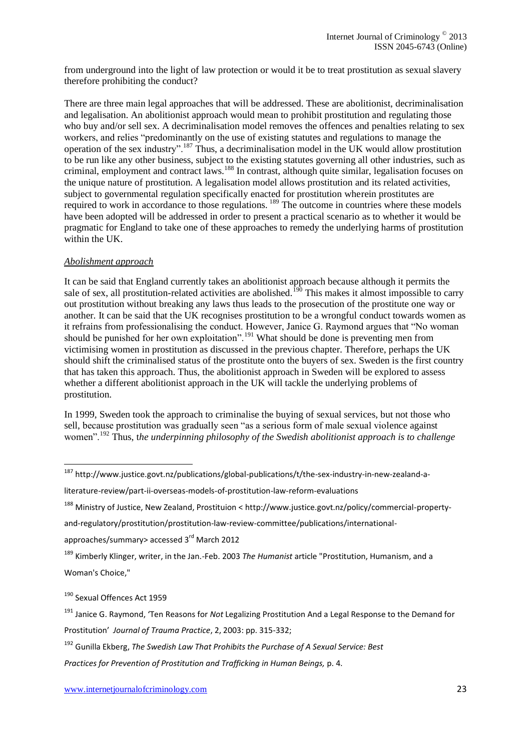from underground into the light of law protection or would it be to treat prostitution as sexual slavery therefore prohibiting the conduct?

There are three main legal approaches that will be addressed. These are abolitionist, decriminalisation and legalisation. An abolitionist approach would mean to prohibit prostitution and regulating those who buy and/or sell sex. A decriminalisation model removes the offences and penalties relating to sex workers, and relies "predominantly on the use of existing statutes and regulations to manage the operation of the sex industry".[187] Thus, a decriminalisation model in the UK would allow prostitution to be run like any other business, subject to the existing statutes governing all other industries, such as criminal, employment and contract laws.[188] In contrast, although quite similar, legalisation focuses on the unique nature of prostitution. A legalisation model allows prostitution and its related activities, subject to governmental regulation specifically enacted for prostitution wherein prostitutes are required to work in accordance to those regulations.[189] The outcome in countries where these models have been adopted will be addressed in order to present a practical scenario as to whether it would be pragmatic for England to take one of these approaches to remedy the underlying harms of prostitution within the UK.

*Abolishment approach*

It can be said that England currently takes an abolitionist approach because although it permits the sale of sex, all prostitution-related activities are abolished.[190] This makes it almost impossible to carry out prostitution without breaking any laws thus leads to the prosecution of the prostitute one way or another. It can be said that the UK recognises prostitution to be a wrongful conduct towards women as it refrains from professionalising the conduct. However, Janice G. Raymond argues that "No woman should be punished for her own exploitation".[191] What should be done is preventing men from victimising women in prostitution as discussed in the previous chapter. Therefore, perhaps the UK should shift the criminalised status of the prostitute onto the buyers of sex. Sweden is the first country that has taken this approach. Thus, the abolitionist approach in Sweden will be explored to assess whether a different abolitionist approach in the UK will tackle the underlying problems of prostitution.

In 1999, Sweden took the approach to criminalise the buying of sexual services, but not those who sell, because prostitution was gradually seen "as a serious form of male sexual violence against women".[192] Thus, t*he underpinning philosophy of the Swedish abolitionist approach is to challenge*

---

[187] http://www.justice.govt.nz/publications/global-publications/t/the-sex-industry-in-new-zealand-a-literature-review/part-ii-overseas-models-of-prostitution-law-reform-evaluations

[188] Ministry of Justice, New Zealand, Prostituion < http://www.justice.govt.nz/policy/commercial-property-and-regulatory/prostitution/prostitution-law-review-committee/publications/international-approaches/summary> accessed 3rd March 2012

[189] Kimberly Klinger, writer, in the Jan.-Feb. 2003 *The Humanist* article "Prostitution, Humanism, and a Woman's Choice,"

[190] Sexual Offences Act 1959

[191] Janice G. Raymond, 'Ten Reasons for *Not* Legalizing Prostitution And a Legal Response to the Demand for Prostitution' *Journal of Trauma Practice*, 2, 2003: pp. 315-332;

[192] Gunilla Ekberg, *The Swedish Law That Prohibits the Purchase of A Sexual Service: Best Practices for Prevention of Prostitution and Trafficking in Human Beings,* p. 4.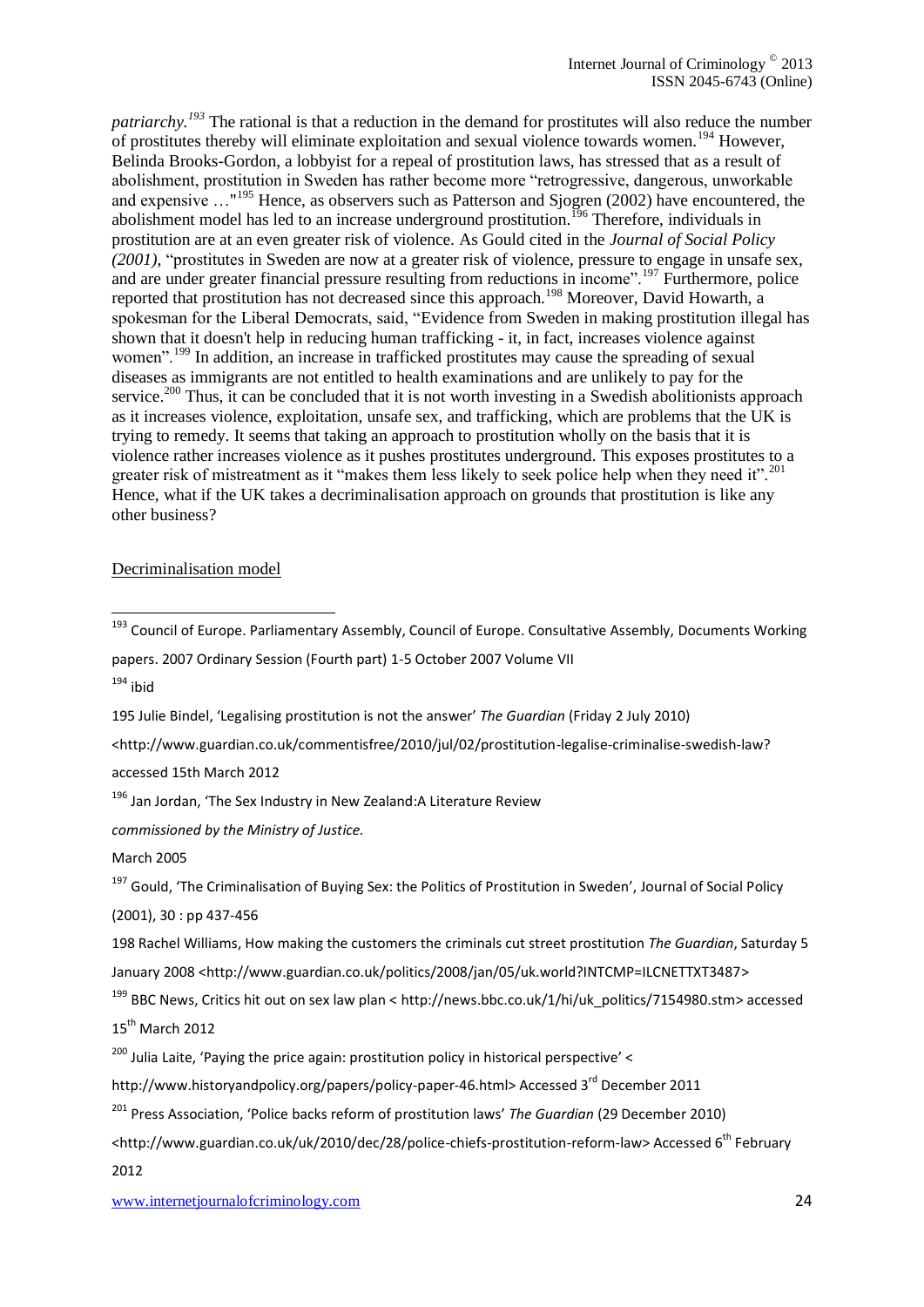*patriarchy.*[193] The rational is that a reduction in the demand for prostitutes will also reduce the number of prostitutes thereby will eliminate exploitation and sexual violence towards women.[194] However, Belinda Brooks-Gordon, a lobbyist for a repeal of prostitution laws, has stressed that as a result of abolishment, prostitution in Sweden has rather become more "retrogressive, dangerous, unworkable and expensive …"[195] Hence, as observers such as Patterson and Sjogren (2002) have encountered, the abolishment model has led to an increase underground prostitution.[196] Therefore, individuals in prostitution are at an even greater risk of violence. As Gould cited in the *Journal of Social Policy (2001)*, "prostitutes in Sweden are now at a greater risk of violence, pressure to engage in unsafe sex, and are under greater financial pressure resulting from reductions in income".[197] Furthermore, police reported that prostitution has not decreased since this approach.[198] Moreover, David Howarth, a spokesman for the Liberal Democrats, said, "Evidence from Sweden in making prostitution illegal has shown that it doesn't help in reducing human trafficking - it, in fact, increases violence against women".[199] In addition, an increase in trafficked prostitutes may cause the spreading of sexual diseases as immigrants are not entitled to health examinations and are unlikely to pay for the service.[200] Thus, it can be concluded that it is not worth investing in a Swedish abolitionists approach as it increases violence, exploitation, unsafe sex, and trafficking, which are problems that the UK is trying to remedy. It seems that taking an approach to prostitution wholly on the basis that it is violence rather increases violence as it pushes prostitutes underground. This exposes prostitutes to a greater risk of mistreatment as it "makes them less likely to seek police help when they need it".[201] Hence, what if the UK takes a decriminalisation approach on grounds that prostitution is like any other business?

## Decriminalisation model

---

[193] Council of Europe. Parliamentary Assembly, Council of Europe. Consultative Assembly, Documents Working papers. 2007 Ordinary Session (Fourth part) 1-5 October 2007 Volume VII

[194] ibid

195 Julie Bindel, 'Legalising prostitution is not the answer' *The Guardian* (Friday 2 July 2010) <http://www.guardian.co.uk/commentisfree/2010/jul/02/prostitution-legalise-criminalise-swedish-law? accessed 15th March 2012

[196] Jan Jordan, 'The Sex Industry in New Zealand:A Literature Review *commissioned by the Ministry of Justice.* March 2005

[197] Gould, 'The Criminalisation of Buying Sex: the Politics of Prostitution in Sweden', Journal of Social Policy (2001), 30 : pp 437-456

198 Rachel Williams, How making the customers the criminals cut street prostitution *The Guardian*, Saturday 5 January 2008 <http://www.guardian.co.uk/politics/2008/jan/05/uk.world?INTCMP=ILCNETTXT3487>

[199] BBC News, Critics hit out on sex law plan < http://news.bbc.co.uk/1/hi/uk_politics/7154980.stm> accessed 15th March 2012

[200] Julia Laite, 'Paying the price again: prostitution policy in historical perspective' < http://www.historyandpolicy.org/papers/policy-paper-46.html> Accessed 3rd December 2011

[201] Press Association, 'Police backs reform of prostitution laws' *The Guardian* (29 December 2010) <http://www.guardian.co.uk/uk/2010/dec/28/police-chiefs-prostitution-reform-law> Accessed 6th February 2012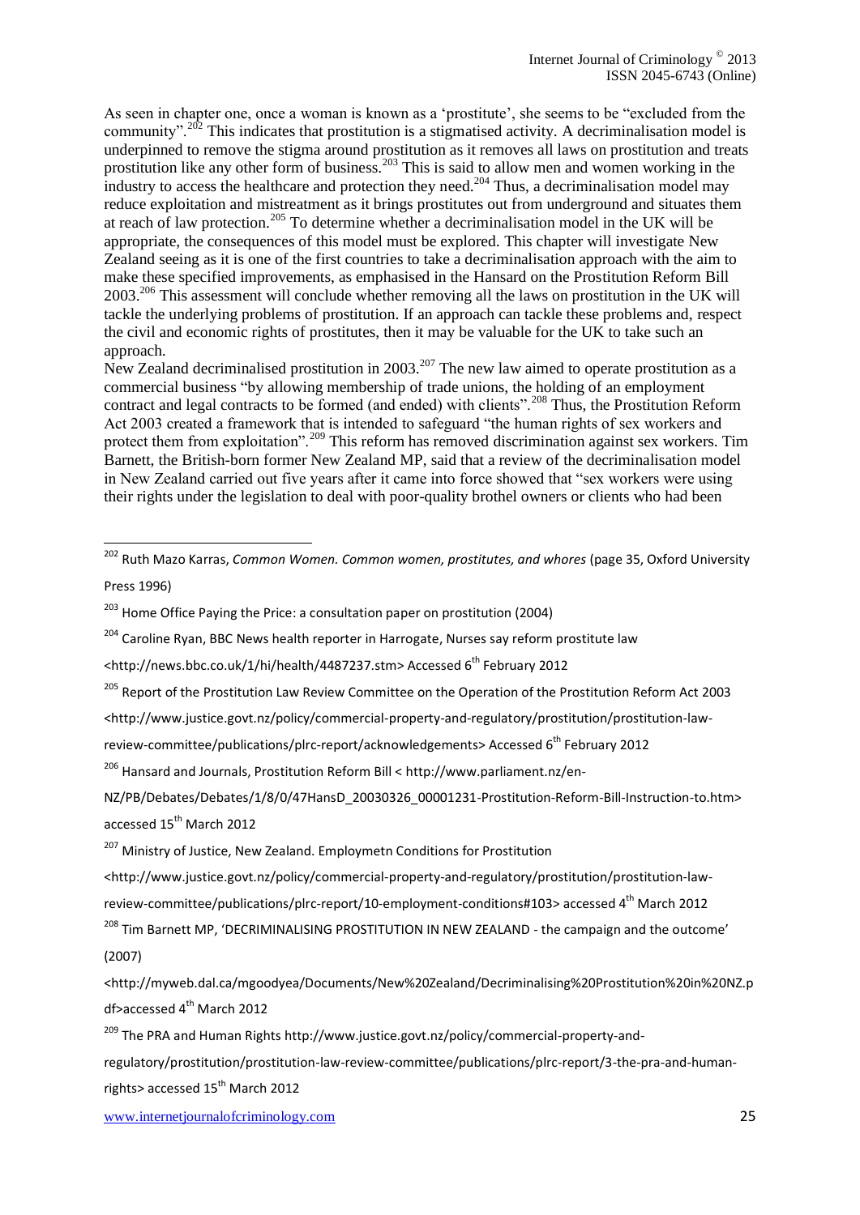As seen in chapter one, once a woman is known as a 'prostitute', she seems to be "excluded from the community".[202] This indicates that prostitution is a stigmatised activity. A decriminalisation model is underpinned to remove the stigma around prostitution as it removes all laws on prostitution and treats prostitution like any other form of business.[203] This is said to allow men and women working in the industry to access the healthcare and protection they need.[204] Thus, a decriminalisation model may reduce exploitation and mistreatment as it brings prostitutes out from underground and situates them at reach of law protection.[205] To determine whether a decriminalisation model in the UK will be appropriate, the consequences of this model must be explored. This chapter will investigate New Zealand seeing as it is one of the first countries to take a decriminalisation approach with the aim to make these specified improvements, as emphasised in the Hansard on the Prostitution Reform Bill 2003.[206] This assessment will conclude whether removing all the laws on prostitution in the UK will tackle the underlying problems of prostitution. If an approach can tackle these problems and, respect the civil and economic rights of prostitutes, then it may be valuable for the UK to take such an approach.

New Zealand decriminalised prostitution in 2003.[207] The new law aimed to operate prostitution as a commercial business "by allowing membership of trade unions, the holding of an employment contract and legal contracts to be formed (and ended) with clients".[208] Thus, the Prostitution Reform Act 2003 created a framework that is intended to safeguard "the human rights of sex workers and protect them from exploitation".[209] This reform has removed discrimination against sex workers. Tim Barnett, the British-born former New Zealand MP, said that a review of the decriminalisation model in New Zealand carried out five years after it came into force showed that "sex workers were using their rights under the legislation to deal with poor-quality brothel owners or clients who had been

---

[202] Ruth Mazo Karras, *Common Women. Common women, prostitutes, and whores* (page 35, Oxford University Press 1996)

[203] Home Office Paying the Price: a consultation paper on prostitution (2004)

[204] Caroline Ryan, BBC News health reporter in Harrogate, Nurses say reform prostitute law <http://news.bbc.co.uk/1/hi/health/4487237.stm> Accessed 6th February 2012

[205] Report of the Prostitution Law Review Committee on the Operation of the Prostitution Reform Act 2003 <http://www.justice.govt.nz/policy/commercial-property-and-regulatory/prostitution/prostitution-law-review-committee/publications/plrc-report/acknowledgements> Accessed 6th February 2012

[206] Hansard and Journals, Prostitution Reform Bill < http://www.parliament.nz/en-NZ/PB/Debates/Debates/1/8/0/47HansD_20030326_00001231-Prostitution-Reform-Bill-Instruction-to.htm> accessed 15th March 2012

[207] Ministry of Justice, New Zealand. Employmetn Conditions for Prostitution <http://www.justice.govt.nz/policy/commercial-property-and-regulatory/prostitution/prostitution-law-review-committee/publications/plrc-report/10-employment-conditions#103> accessed 4th March 2012

[208] Tim Barnett MP, 'DECRIMINALISING PROSTITUTION IN NEW ZEALAND - the campaign and the outcome' (2007) <http://myweb.dal.ca/mgoodyea/Documents/New%20Zealand/Decriminalising%20Prostitution%20in%20NZ.pdf>accessed 4th March 2012

[209] The PRA and Human Rights http://www.justice.govt.nz/policy/commercial-property-and-regulatory/prostitution/prostitution-law-review-committee/publications/plrc-report/3-the-pra-and-human-rights> accessed 15th March 2012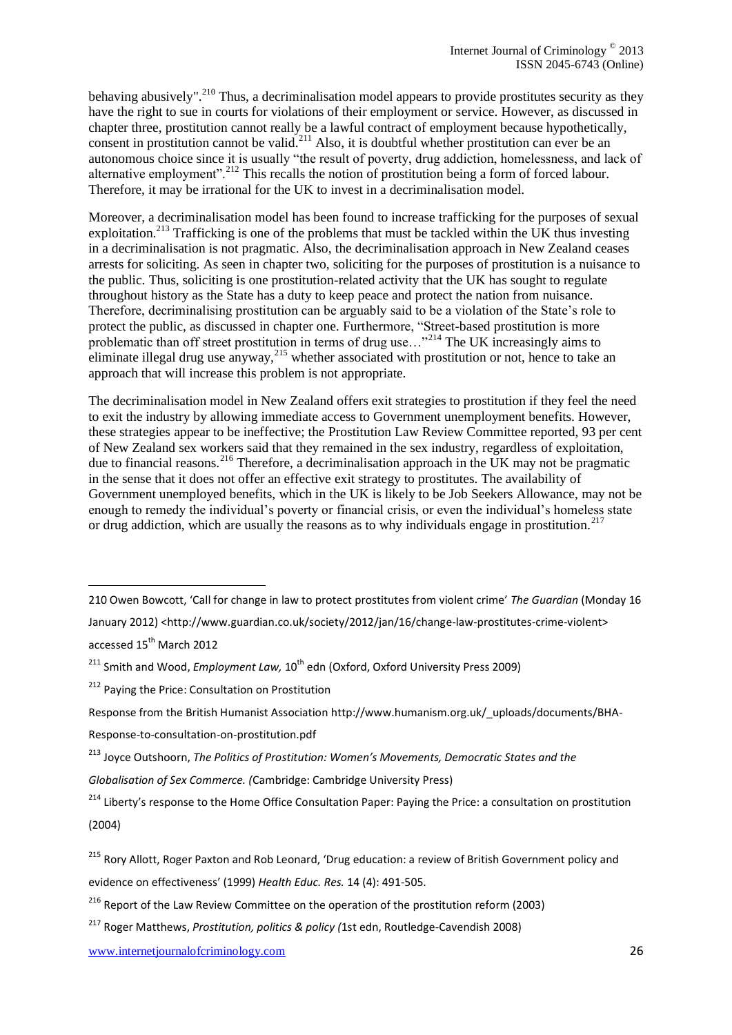behaving abusively".[210] Thus, a decriminalisation model appears to provide prostitutes security as they have the right to sue in courts for violations of their employment or service. However, as discussed in chapter three, prostitution cannot really be a lawful contract of employment because hypothetically, consent in prostitution cannot be valid.[211] Also, it is doubtful whether prostitution can ever be an autonomous choice since it is usually "the result of poverty, drug addiction, homelessness, and lack of alternative employment".[212] This recalls the notion of prostitution being a form of forced labour. Therefore, it may be irrational for the UK to invest in a decriminalisation model.

Moreover, a decriminalisation model has been found to increase trafficking for the purposes of sexual exploitation.[213] Trafficking is one of the problems that must be tackled within the UK thus investing in a decriminalisation is not pragmatic. Also, the decriminalisation approach in New Zealand ceases arrests for soliciting. As seen in chapter two, soliciting for the purposes of prostitution is a nuisance to the public. Thus, soliciting is one prostitution-related activity that the UK has sought to regulate throughout history as the State has a duty to keep peace and protect the nation from nuisance. Therefore, decriminalising prostitution can be arguably said to be a violation of the State's role to protect the public, as discussed in chapter one. Furthermore, "Street-based prostitution is more problematic than off street prostitution in terms of drug use…"[214] The UK increasingly aims to eliminate illegal drug use anyway,[215] whether associated with prostitution or not, hence to take an approach that will increase this problem is not appropriate.

The decriminalisation model in New Zealand offers exit strategies to prostitution if they feel the need to exit the industry by allowing immediate access to Government unemployment benefits. However, these strategies appear to be ineffective; the Prostitution Law Review Committee reported, 93 per cent of New Zealand sex workers said that they remained in the sex industry, regardless of exploitation, due to financial reasons.[216] Therefore, a decriminalisation approach in the UK may not be pragmatic in the sense that it does not offer an effective exit strategy to prostitutes. The availability of Government unemployed benefits, which in the UK is likely to be Job Seekers Allowance, may not be enough to remedy the individual's poverty or financial crisis, or even the individual's homeless state or drug addiction, which are usually the reasons as to why individuals engage in prostitution.[217]

---

210 Owen Bowcott, 'Call for change in law to protect prostitutes from violent crime' *The Guardian* (Monday 16 January 2012) <http://www.guardian.co.uk/society/2012/jan/16/change-law-prostitutes-crime-violent> accessed 15th March 2012

211 Smith and Wood, *Employment Law,* 10th edn (Oxford, Oxford University Press 2009)

212 Paying the Price: Consultation on Prostitution

Response from the British Humanist Association http://www.humanism.org.uk/_uploads/documents/BHA-Response-to-consultation-on-prostitution.pdf

213 Joyce Outshoorn, *The Politics of Prostitution: Women's Movements, Democratic States and the Globalisation of Sex Commerce. (*Cambridge: Cambridge University Press)

214 Liberty's response to the Home Office Consultation Paper: Paying the Price: a consultation on prostitution (2004)

215 Rory Allott, Roger Paxton and Rob Leonard, 'Drug education: a review of British Government policy and evidence on effectiveness' (1999) *Health Educ. Res.* 14 (4): 491-505.

216 Report of the Law Review Committee on the operation of the prostitution reform (2003)

217 Roger Matthews, *Prostitution, politics & policy (*1st edn, Routledge-Cavendish 2008)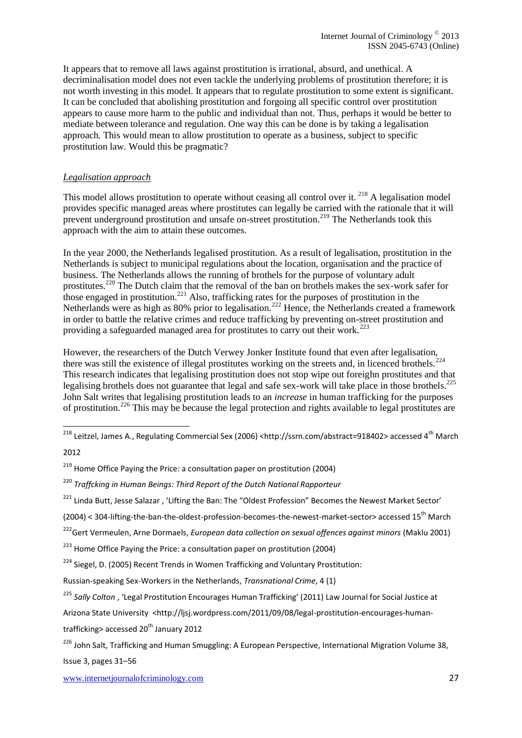It appears that to remove all laws against prostitution is irrational, absurd, and unethical. A decriminalisation model does not even tackle the underlying problems of prostitution therefore; it is not worth investing in this model. It appears that to regulate prostitution to some extent is significant. It can be concluded that abolishing prostitution and forgoing all specific control over prostitution appears to cause more harm to the public and individual than not. Thus, perhaps it would be better to mediate between tolerance and regulation. One way this can be done is by taking a legalisation approach. This would mean to allow prostitution to operate as a business, subject to specific prostitution law. Would this be pragmatic?

*Legalisation approach*

This model allows prostitution to operate without ceasing all control over it. [218] A legalisation model provides specific managed areas where prostitutes can legally be carried with the rationale that it will prevent underground prostitution and unsafe on-street prostitution.[219] The Netherlands took this approach with the aim to attain these outcomes.

In the year 2000, the Netherlands legalised prostitution. As a result of legalisation, prostitution in the Netherlands is subject to municipal regulations about the location, organisation and the practice of business. The Netherlands allows the running of brothels for the purpose of voluntary adult prostitutes.[220] The Dutch claim that the removal of the ban on brothels makes the sex-work safer for those engaged in prostitution.[221] Also, trafficking rates for the purposes of prostitution in the Netherlands were as high as 80% prior to legalisation.[222] Hence, the Netherlands created a framework in order to battle the relative crimes and reduce trafficking by preventing on-street prostitution and providing a safeguarded managed area for prostitutes to carry out their work.[223]

However, the researchers of the Dutch Verwey Jonker Institute found that even after legalisation, there was still the existence of illegal prostitutes working on the streets and, in licenced brothels.[224] This research indicates that legalising prostitution does not stop wipe out foreighn prostitutes and that legalising brothels does not guarantee that legal and safe sex-work will take place in those brothels.[225] John Salt writes that legalising prostitution leads to an *increase* in human trafficking for the purposes of prostitution.[226] This may be because the legal protection and rights available to legal prostitutes are

---

[218] Leitzel, James A., Regulating Commercial Sex (2006) <http://ssrn.com/abstract=918402> accessed 4th March 2012

[219] Home Office Paying the Price: a consultation paper on prostitution (2004)

[220] *Traffcking in Human Beings: Third Report of the Dutch National Rapporteur*

[221] Linda Butt, Jesse Salazar , 'Lifting the Ban: The "Oldest Profession" Becomes the Newest Market Sector' (2004) < 304-lifting-the-ban-the-oldest-profession-becomes-the-newest-market-sector> accessed 15th March

[222] Gert Vermeulen, Arne Dormaels, *European data collection on sexual offences against minors* (Maklu 2001)

[223] Home Office Paying the Price: a consultation paper on prostitution (2004)

[224] Siegel, D. (2005) Recent Trends in Women Trafficking and Voluntary Prostitution: Russian-speaking Sex-Workers in the Netherlands, *Transnational Crime*, 4 (1)

[225] *Sally Colton* , 'Legal Prostitution Encourages Human Trafficking' (2011) Law Journal for Social Justice at Arizona State University <http://ljsj.wordpress.com/2011/09/08/legal-prostitution-encourages-human-trafficking> accessed 20th January 2012

[226] John Salt, Trafficking and Human Smuggling: A European Perspective, International Migration Volume 38, Issue 3, pages 31–56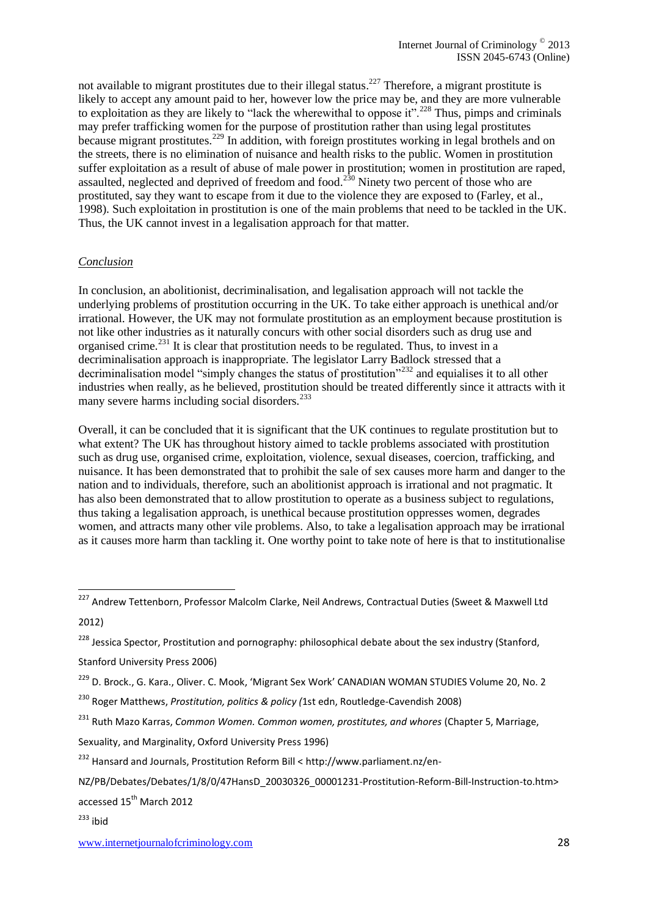not available to migrant prostitutes due to their illegal status.[227] Therefore, a migrant prostitute is likely to accept any amount paid to her, however low the price may be, and they are more vulnerable to exploitation as they are likely to "lack the wherewithal to oppose it".[228] Thus, pimps and criminals may prefer trafficking women for the purpose of prostitution rather than using legal prostitutes because migrant prostitutes.[229] In addition, with foreign prostitutes working in legal brothels and on the streets, there is no elimination of nuisance and health risks to the public. Women in prostitution suffer exploitation as a result of abuse of male power in prostitution; women in prostitution are raped, assaulted, neglected and deprived of freedom and food.[230] Ninety two percent of those who are prostituted, say they want to escape from it due to the violence they are exposed to (Farley, et al., 1998). Such exploitation in prostitution is one of the main problems that need to be tackled in the UK. Thus, the UK cannot invest in a legalisation approach for that matter.

## *Conclusion*

In conclusion, an abolitionist, decriminalisation, and legalisation approach will not tackle the underlying problems of prostitution occurring in the UK. To take either approach is unethical and/or irrational. However, the UK may not formulate prostitution as an employment because prostitution is not like other industries as it naturally concurs with other social disorders such as drug use and organised crime.[231] It is clear that prostitution needs to be regulated. Thus, to invest in a decriminalisation approach is inappropriate. The legislator Larry Badlock stressed that a decriminalisation model "simply changes the status of prostitution"[232] and equalises it to all other industries when really, as he believed, prostitution should be treated differently since it attracts with it many severe harms including social disorders.[233]

Overall, it can be concluded that it is significant that the UK continues to regulate prostitution but to what extent? The UK has throughout history aimed to tackle problems associated with prostitution such as drug use, organised crime, exploitation, violence, sexual diseases, coercion, trafficking, and nuisance. It has been demonstrated that to prohibit the sale of sex causes more harm and danger to the nation and to individuals, therefore, such an abolitionist approach is irrational and not pragmatic. It has also been demonstrated that to allow prostitution to operate as a business subject to regulations, thus taking a legalisation approach, is unethical because prostitution oppresses women, degrades women, and attracts many other vile problems. Also, to take a legalisation approach may be irrational as it causes more harm than tackling it. One worthy point to take note of here is that to institutionalise

---

[227] Andrew Tettenborn, Professor Malcolm Clarke, Neil Andrews, Contractual Duties (Sweet & Maxwell Ltd 2012)

[228] Jessica Spector, Prostitution and pornography: philosophical debate about the sex industry (Stanford, Stanford University Press 2006)

[229] D. Brock., G. Kara., Oliver. C. Mook, 'Migrant Sex Work' CANADIAN WOMAN STUDIES Volume 20, No. 2

[230] Roger Matthews, *Prostitution, politics & policy (*1st edn, Routledge-Cavendish 2008)

[231] Ruth Mazo Karras, *Common Women. Common women, prostitutes, and whores* (Chapter 5, Marriage, Sexuality, and Marginality, Oxford University Press 1996)

[232] Hansard and Journals, Prostitution Reform Bill < http://www.parliament.nz/en-NZ/PB/Debates/Debates/1/8/0/47HansD_20030326_00001231-Prostitution-Reform-Bill-Instruction-to.htm> accessed 15[th] March 2012

[233] ibid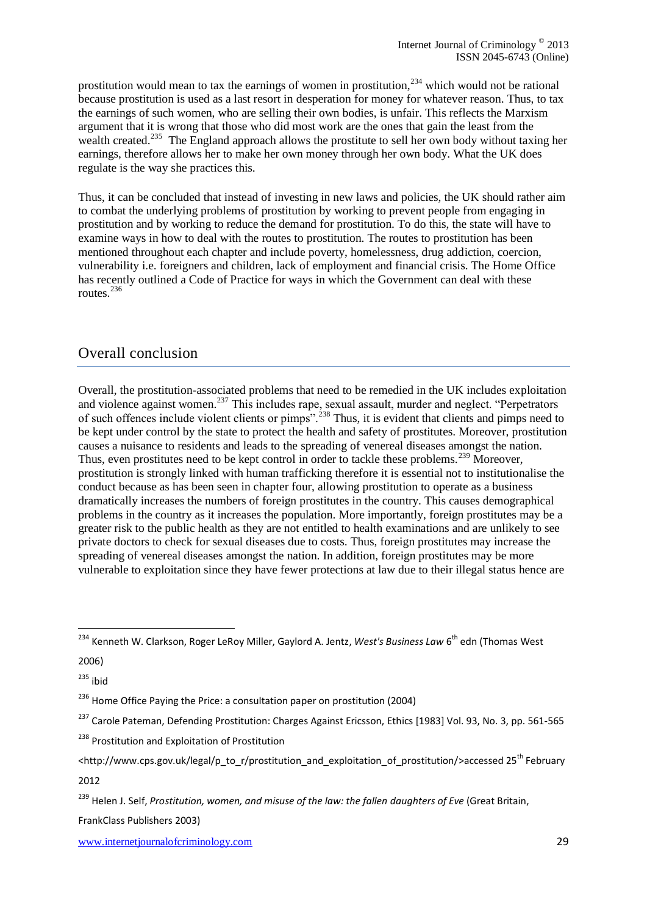prostitution would mean to tax the earnings of women in prostitution,[234] which would not be rational because prostitution is used as a last resort in desperation for money for whatever reason. Thus, to tax the earnings of such women, who are selling their own bodies, is unfair. This reflects the Marxism argument that it is wrong that those who did most work are the ones that gain the least from the wealth created.[235] The England approach allows the prostitute to sell her own body without taxing her earnings, therefore allows her to make her own money through her own body. What the UK does regulate is the way she practices this.

Thus, it can be concluded that instead of investing in new laws and policies, the UK should rather aim to combat the underlying problems of prostitution by working to prevent people from engaging in prostitution and by working to reduce the demand for prostitution. To do this, the state will have to examine ways in how to deal with the routes to prostitution. The routes to prostitution has been mentioned throughout each chapter and include poverty, homelessness, drug addiction, coercion, vulnerability i.e. foreigners and children, lack of employment and financial crisis. The Home Office has recently outlined a Code of Practice for ways in which the Government can deal with these routes.[236]

## Overall conclusion

Overall, the prostitution-associated problems that need to be remedied in the UK includes exploitation and violence against women.[237] This includes rape, sexual assault, murder and neglect. "Perpetrators of such offences include violent clients or pimps".[238] Thus, it is evident that clients and pimps need to be kept under control by the state to protect the health and safety of prostitutes. Moreover, prostitution causes a nuisance to residents and leads to the spreading of venereal diseases amongst the nation. Thus, even prostitutes need to be kept control in order to tackle these problems.[239] Moreover, prostitution is strongly linked with human trafficking therefore it is essential not to institutionalise the conduct because as has been seen in chapter four, allowing prostitution to operate as a business dramatically increases the numbers of foreign prostitutes in the country. This causes demographical problems in the country as it increases the population. More importantly, foreign prostitutes may be a greater risk to the public health as they are not entitled to health examinations and are unlikely to see private doctors to check for sexual diseases due to costs. Thus, foreign prostitutes may increase the spreading of venereal diseases amongst the nation. In addition, foreign prostitutes may be more vulnerable to exploitation since they have fewer protections at law due to their illegal status hence are

---

[234] Kenneth W. Clarkson, Roger LeRoy Miller, Gaylord A. Jentz, *West's Business Law* 6th edn (Thomas West 2006)

[235] ibid

[236] Home Office Paying the Price: a consultation paper on prostitution (2004)

[237] Carole Pateman, Defending Prostitution: Charges Against Ericsson, Ethics [1983] Vol. 93, No. 3, pp. 561-565

[238] Prostitution and Exploitation of Prostitution <http://www.cps.gov.uk/legal/p_to_r/prostitution_and_exploitation_of_prostitution/>accessed 25th February 2012

[239] Helen J. Self, *Prostitution, women, and misuse of the law: the fallen daughters of Eve* (Great Britain, FrankClass Publishers 2003)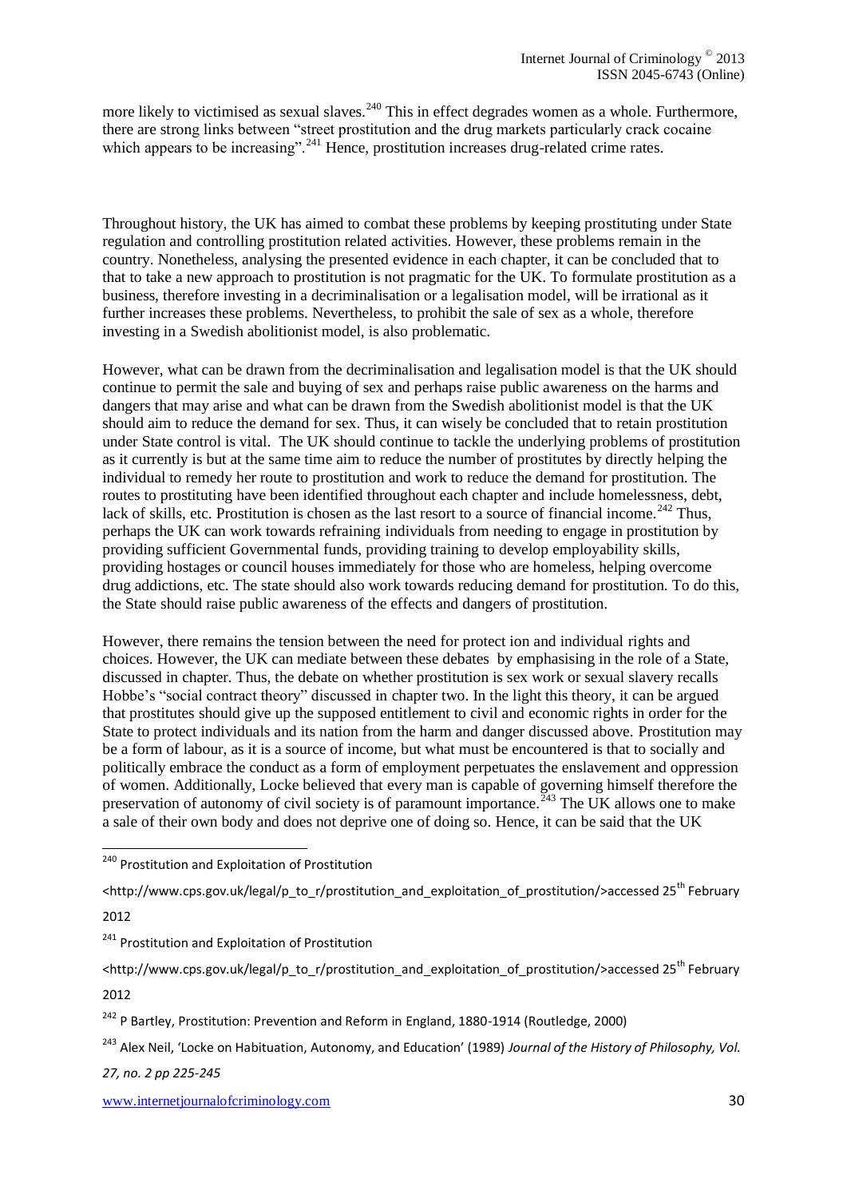more likely to victimised as sexual slaves.[240] This in effect degrades women as a whole. Furthermore, there are strong links between "street prostitution and the drug markets particularly crack cocaine which appears to be increasing".[241] Hence, prostitution increases drug-related crime rates.

Throughout history, the UK has aimed to combat these problems by keeping prostituting under State regulation and controlling prostitution related activities. However, these problems remain in the country. Nonetheless, analysing the presented evidence in each chapter, it can be concluded that to that to take a new approach to prostitution is not pragmatic for the UK. To formulate prostitution as a business, therefore investing in a decriminalisation or a legalisation model, will be irrational as it further increases these problems. Nevertheless, to prohibit the sale of sex as a whole, therefore investing in a Swedish abolitionist model, is also problematic.

However, what can be drawn from the decriminalisation and legalisation model is that the UK should continue to permit the sale and buying of sex and perhaps raise public awareness on the harms and dangers that may arise and what can be drawn from the Swedish abolitionist model is that the UK should aim to reduce the demand for sex. Thus, it can wisely be concluded that to retain prostitution under State control is vital. The UK should continue to tackle the underlying problems of prostitution as it currently is but at the same time aim to reduce the number of prostitutes by directly helping the individual to remedy her route to prostitution and work to reduce the demand for prostitution. The routes to prostituting have been identified throughout each chapter and include homelessness, debt, lack of skills, etc. Prostitution is chosen as the last resort to a source of financial income.[242] Thus, perhaps the UK can work towards refraining individuals from needing to engage in prostitution by providing sufficient Governmental funds, providing training to develop employability skills, providing hostages or council houses immediately for those who are homeless, helping overcome drug addictions, etc. The state should also work towards reducing demand for prostitution. To do this, the State should raise public awareness of the effects and dangers of prostitution.

However, there remains the tension between the need for protect ion and individual rights and choices. However, the UK can mediate between these debates by emphasising in the role of a State, discussed in chapter. Thus, the debate on whether prostitution is sex work or sexual slavery recalls Hobbe's "social contract theory" discussed in chapter two. In the light this theory, it can be argued that prostitutes should give up the supposed entitlement to civil and economic rights in order for the State to protect individuals and its nation from the harm and danger discussed above. Prostitution may be a form of labour, as it is a source of income, but what must be encountered is that to socially and politically embrace the conduct as a form of employment perpetuates the enslavement and oppression of women. Additionally, Locke believed that every man is capable of governing himself therefore the preservation of autonomy of civil society is of paramount importance.[243] The UK allows one to make a sale of their own body and does not deprive one of doing so. Hence, it can be said that the UK

---

[240] Prostitution and Exploitation of Prostitution <http://www.cps.gov.uk/legal/p_to_r/prostitution_and_exploitation_of_prostitution/>accessed 25th February 2012

[241] Prostitution and Exploitation of Prostitution <http://www.cps.gov.uk/legal/p_to_r/prostitution_and_exploitation_of_prostitution/>accessed 25th February 2012

[242] P Bartley, Prostitution: Prevention and Reform in England, 1880-1914 (Routledge, 2000)

[243] Alex Neil, 'Locke on Habituation, Autonomy, and Education' (1989) *Journal of the History of Philosophy, Vol. 27, no. 2 pp 225-245*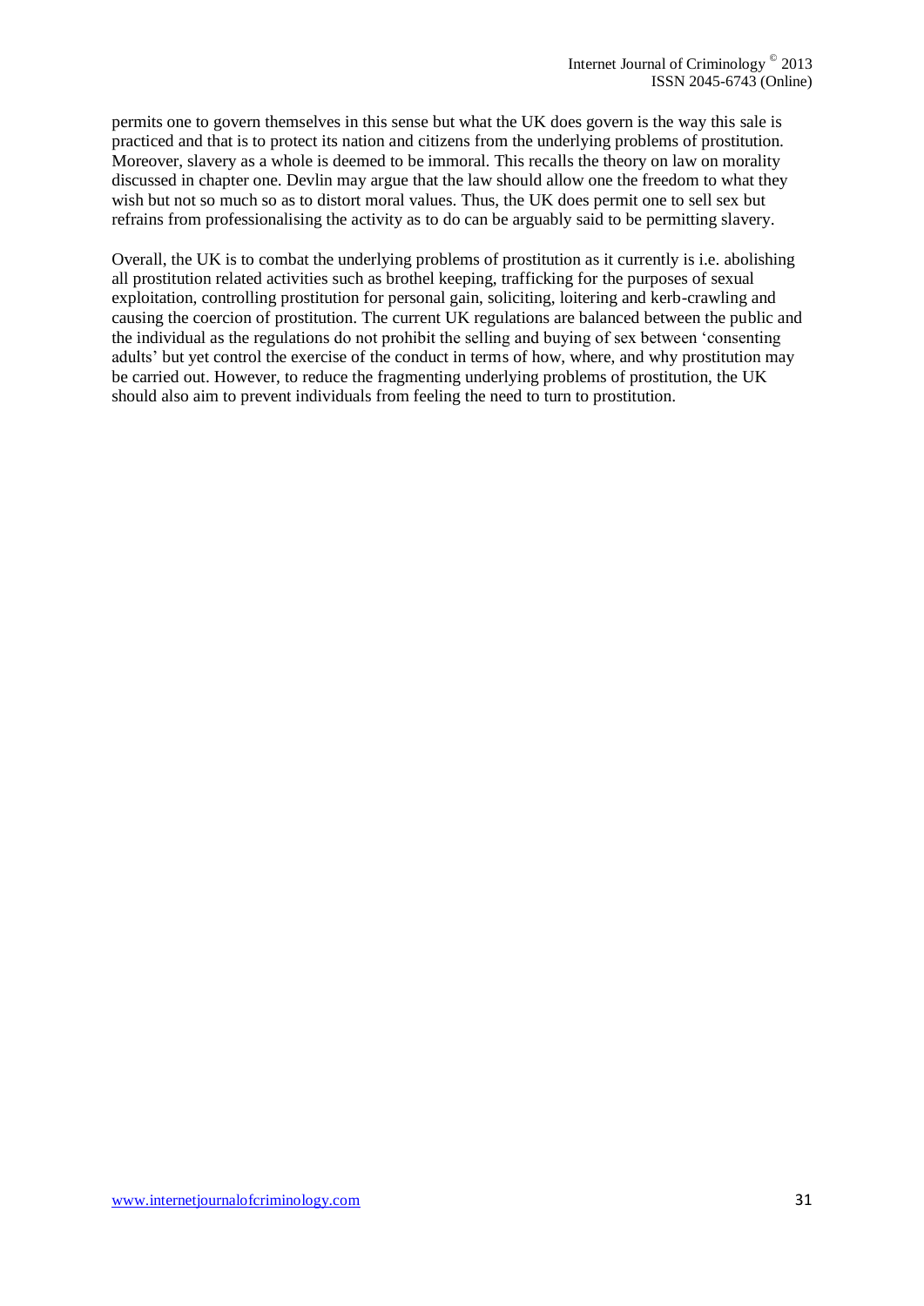permits one to govern themselves in this sense but what the UK does govern is the way this sale is practiced and that is to protect its nation and citizens from the underlying problems of prostitution. Moreover, slavery as a whole is deemed to be immoral. This recalls the theory on law on morality discussed in chapter one. Devlin may argue that the law should allow one the freedom to what they wish but not so much so as to distort moral values. Thus, the UK does permit one to sell sex but refrains from professionalising the activity as to do can be arguably said to be permitting slavery.

Overall, the UK is to combat the underlying problems of prostitution as it currently is i.e. abolishing all prostitution related activities such as brothel keeping, trafficking for the purposes of sexual exploitation, controlling prostitution for personal gain, soliciting, loitering and kerb-crawling and causing the coercion of prostitution. The current UK regulations are balanced between the public and the individual as the regulations do not prohibit the selling and buying of sex between 'consenting adults' but yet control the exercise of the conduct in terms of how, where, and why prostitution may be carried out. However, to reduce the fragmenting underlying problems of prostitution, the UK should also aim to prevent individuals from feeling the need to turn to prostitution.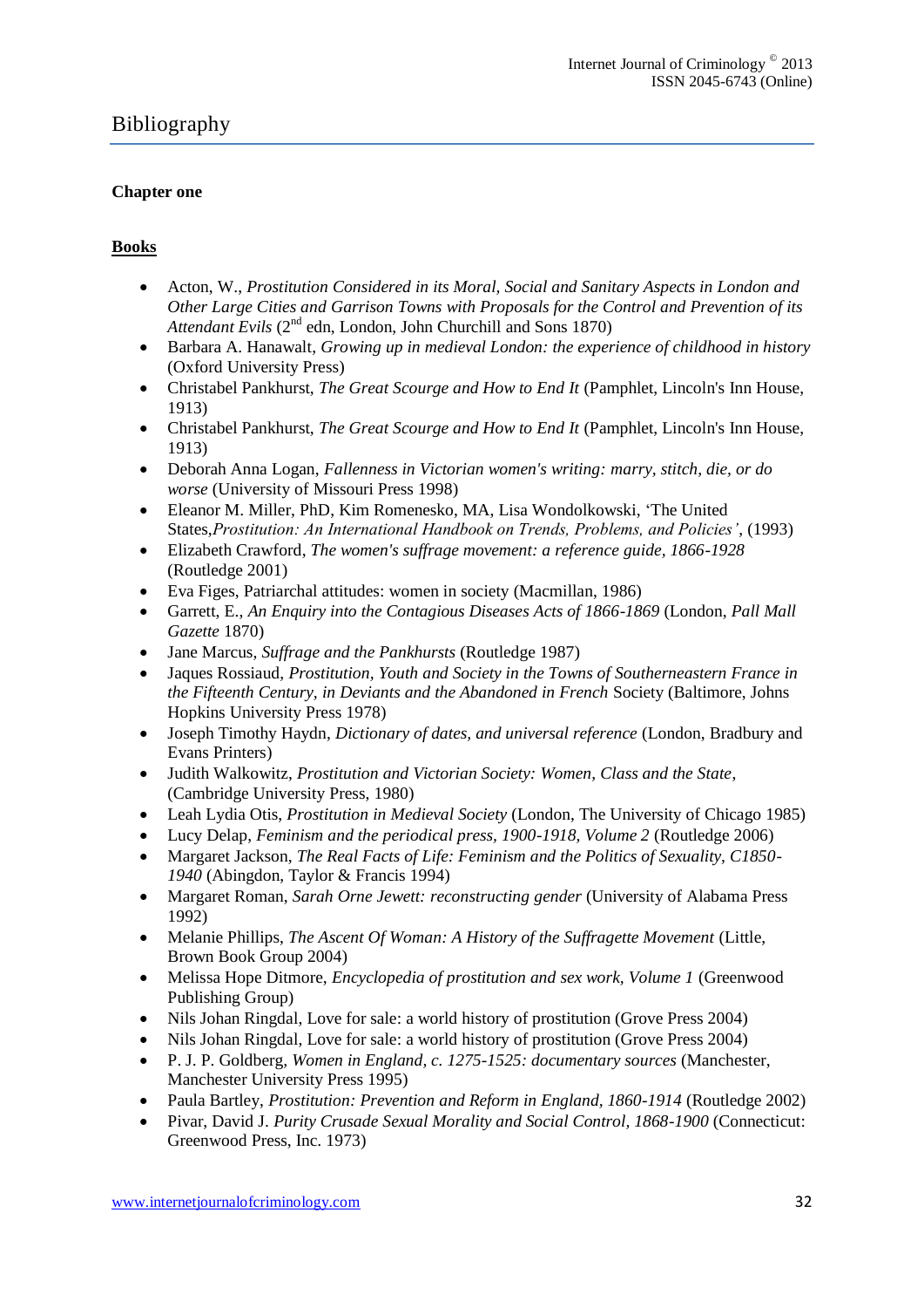# Bibliography

**Chapter one**

**Books**

- Acton, W., *Prostitution Considered in its Moral, Social and Sanitary Aspects in London and Other Large Cities and Garrison Towns with Proposals for the Control and Prevention of its Attendant Evils* (2nd edn, London, John Churchill and Sons 1870)
- Barbara A. Hanawalt, *Growing up in medieval London: the experience of childhood in history* (Oxford University Press)
- Christabel Pankhurst, *The Great Scourge and How to End It* (Pamphlet, Lincoln's Inn House, 1913)
- Christabel Pankhurst, *The Great Scourge and How to End It* (Pamphlet, Lincoln's Inn House, 1913)
- Deborah Anna Logan, *Fallenness in Victorian women's writing: marry, stitch, die, or do worse* (University of Missouri Press 1998)
- Eleanor M. Miller, PhD, Kim Romenesko, MA, Lisa Wondolkowski, 'The United States,*Prostitution: An International Handbook on Trends, Problems, and Policies'*, (1993)
- Elizabeth Crawford, *The women's suffrage movement: a reference guide, 1866-1928* (Routledge 2001)
- Eva Figes, Patriarchal attitudes: women in society (Macmillan, 1986)
- Garrett, E., *An Enquiry into the Contagious Diseases Acts of 1866-1869* (London, *Pall Mall Gazette* 1870)
- Jane Marcus, *Suffrage and the Pankhursts* (Routledge 1987)
- Jaques Rossiaud, *Prostitution, Youth and Society in the Towns of Southerneastern France in the Fifteenth Century, in Deviants and the Abandoned in French* Society (Baltimore, Johns Hopkins University Press 1978)
- Joseph Timothy Haydn, *Dictionary of dates, and universal reference* (London, Bradbury and Evans Printers)
- Judith Walkowitz, *Prostitution and Victorian Society: Women, Class and the State*, (Cambridge University Press, 1980)
- Leah Lydia Otis, *Prostitution in Medieval Society* (London, The University of Chicago 1985)
- Lucy Delap, *Feminism and the periodical press, 1900-1918, Volume 2* (Routledge 2006)
- Margaret Jackson, *The Real Facts of Life: Feminism and the Politics of Sexuality, C1850-1940* (Abingdon, Taylor & Francis 1994)
- Margaret Roman, *Sarah Orne Jewett: reconstructing gender* (University of Alabama Press 1992)
- Melanie Phillips, *The Ascent Of Woman: A History of the Suffragette Movement* (Little, Brown Book Group 2004)
- Melissa Hope Ditmore, *Encyclopedia of prostitution and sex work, Volume 1* (Greenwood Publishing Group)
- Nils Johan Ringdal, Love for sale: a world history of prostitution (Grove Press 2004)
- Nils Johan Ringdal, Love for sale: a world history of prostitution (Grove Press 2004)
- P. J. P. Goldberg, *Women in England, c. 1275-1525: documentary sources* (Manchester, Manchester University Press 1995)
- Paula Bartley, *Prostitution: Prevention and Reform in England, 1860-1914* (Routledge 2002)
- Pivar, David J. *Purity Crusade Sexual Morality and Social Control, 1868-1900* (Connecticut: Greenwood Press, Inc. 1973)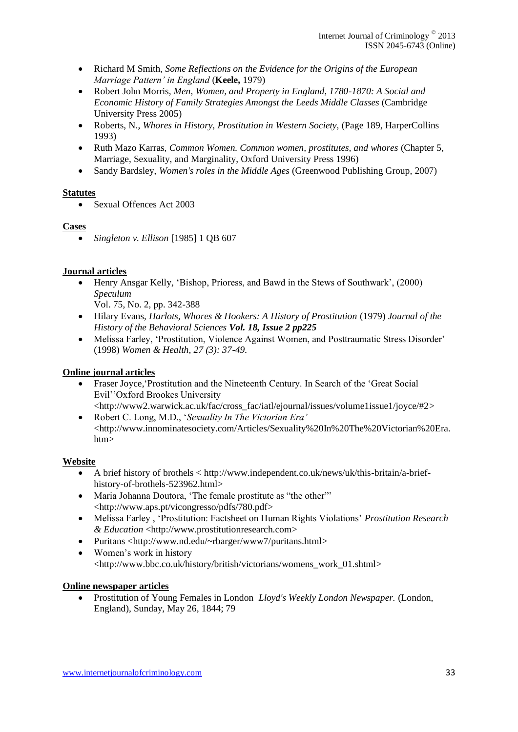- Richard M Smith, *Some Reflections on the Evidence for the Origins of the European Marriage Pattern' in England* (**Keele,** 1979)
- Robert John Morris, *Men, Women, and Property in England, 1780-1870: A Social and Economic History of Family Strategies Amongst the Leeds Middle Classes* (Cambridge University Press 2005)
- Roberts, N., *Whores in History, Prostitution in Western Society,* (Page 189, HarperCollins 1993)
- Ruth Mazo Karras, *Common Women. Common women, prostitutes, and whores* (Chapter 5, Marriage, Sexuality, and Marginality, Oxford University Press 1996)
- Sandy Bardsley, *Women's roles in the Middle Ages* (Greenwood Publishing Group, 2007)

**Statutes**

- Sexual Offences Act 2003

**Cases**

- *Singleton v. Ellison* [1985] 1 QB 607

**Journal articles**

- Henry Ansgar Kelly, 'Bishop, Prioress, and Bawd in the Stews of Southwark', (2000) *Speculum*
  Vol. 75, No. 2, pp. 342-388
- Hilary Evans, *Harlots, Whores & Hookers: A History of Prostitution* (1979) *Journal of the History of the Behavioral Sciences* ***Vol. 18, Issue 2 pp225***
- Melissa Farley, 'Prostitution, Violence Against Women, and Posttraumatic Stress Disorder' (1998) *Women & Health, 27 (3): 37-49.*

**Online journal articles**

- Fraser Joyce,'Prostitution and the Nineteenth Century. In Search of the 'Great Social Evil''Oxford Brookes University <http://www2.warwick.ac.uk/fac/cross_fac/iatl/ejournal/issues/volume1issue1/joyce/#2>
- Robert C. Long, M.D., '*Sexuality In The Victorian Era'* <http://www.innominatesociety.com/Articles/Sexuality%20In%20The%20Victorian%20Era.htm>

**Website**

- A brief history of brothels < http://www.independent.co.uk/news/uk/this-britain/a-brief-history-of-brothels-523962.html>
- Maria Johanna Doutora, 'The female prostitute as "the other"' <http://www.aps.pt/vicongresso/pdfs/780.pdf>
- Melissa Farley , 'Prostitution: Factsheet on Human Rights Violations' *Prostitution Research & Education* <http://www.prostitutionresearch.com>
- Puritans <http://www.nd.edu/~rbarger/www7/puritans.html>
- Women's work in history <http://www.bbc.co.uk/history/british/victorians/womens_work_01.shtml>

**Online newspaper articles**

- Prostitution of Young Females in London *Lloyd's Weekly London Newspaper.* (London, England), Sunday, May 26, 1844; 79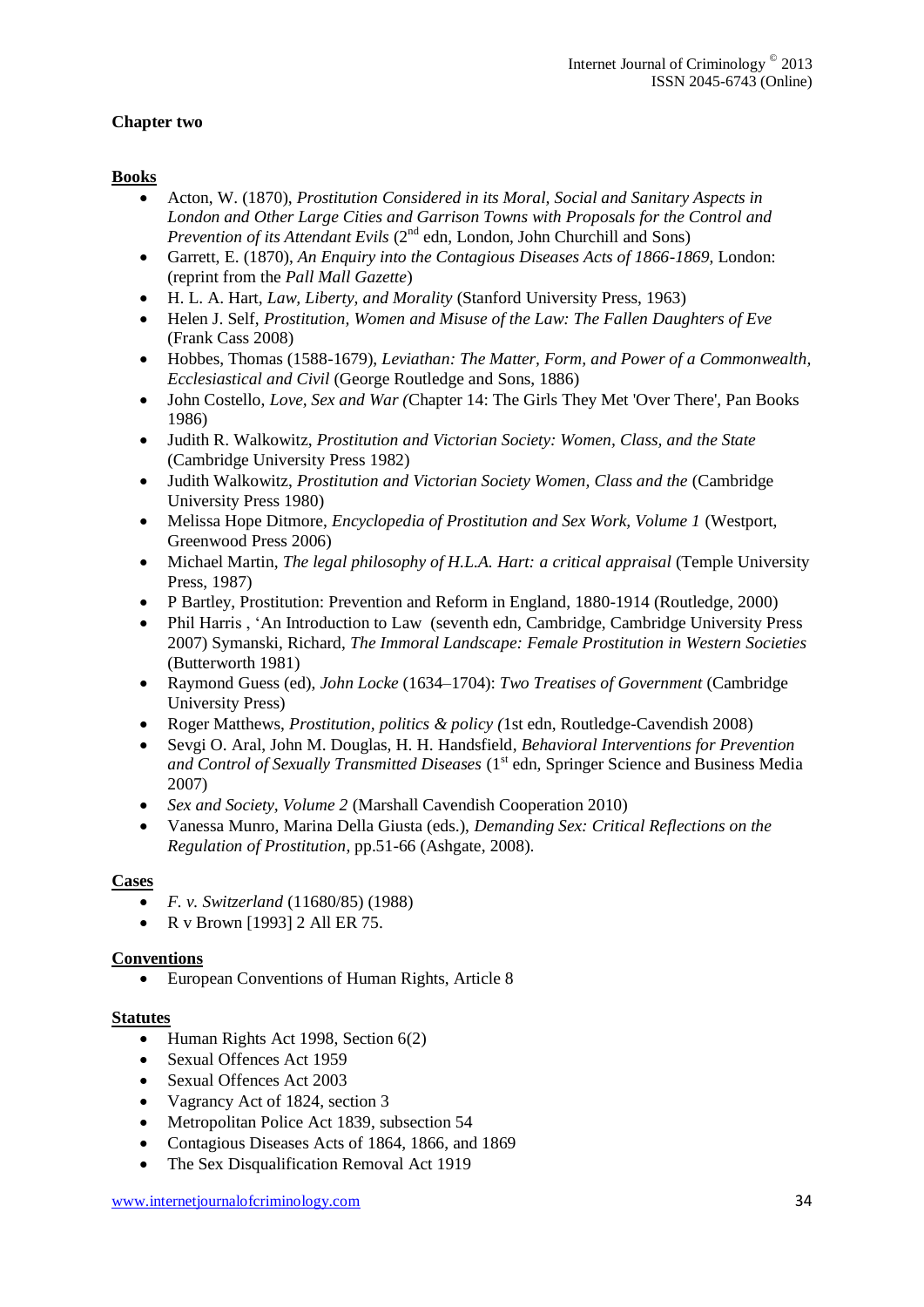**Chapter two**

**Books**

- Acton, W. (1870), *Prostitution Considered in its Moral, Social and Sanitary Aspects in London and Other Large Cities and Garrison Towns with Proposals for the Control and Prevention of its Attendant Evils* (2nd edn, London, John Churchill and Sons)
- Garrett, E. (1870), *An Enquiry into the Contagious Diseases Acts of 1866-1869*, London: (reprint from the *Pall Mall Gazette*)
- H. L. A. Hart, *Law, Liberty, and Morality* (Stanford University Press, 1963)
- Helen J. Self, *Prostitution, Women and Misuse of the Law: The Fallen Daughters of Eve* (Frank Cass 2008)
- Hobbes, Thomas (1588-1679), *Leviathan: The Matter, Form, and Power of a Commonwealth, Ecclesiastical and Civil* (George Routledge and Sons, 1886)
- John Costello, *Love, Sex and War (*Chapter 14: The Girls They Met 'Over There', Pan Books 1986)
- Judith R. Walkowitz, *Prostitution and Victorian Society: Women, Class, and the State* (Cambridge University Press 1982)
- Judith Walkowitz, *Prostitution and Victorian Society Women, Class and the* (Cambridge University Press 1980)
- Melissa Hope Ditmore, *Encyclopedia of Prostitution and Sex Work, Volume 1* (Westport, Greenwood Press 2006)
- Michael Martin, *The legal philosophy of H.L.A. Hart: a critical appraisal* (Temple University Press, 1987)
- P Bartley, Prostitution: Prevention and Reform in England, 1880-1914 (Routledge, 2000)
- Phil Harris , 'An Introduction to Law (seventh edn, Cambridge, Cambridge University Press 2007) Symanski, Richard, *The Immoral Landscape: Female Prostitution in Western Societies* (Butterworth 1981)
- Raymond Guess (ed), *John Locke* (1634–1704): *Two Treatises of Government* (Cambridge University Press)
- Roger Matthews, *Prostitution, politics & policy (*1st edn, Routledge-Cavendish 2008)
- Sevgi O. Aral, John M. Douglas, H. H. Handsfield, *Behavioral Interventions for Prevention and Control of Sexually Transmitted Diseases* (1st edn, Springer Science and Business Media 2007)
- *Sex and Society, Volume 2* (Marshall Cavendish Cooperation 2010)
- Vanessa Munro, Marina Della Giusta (eds.), *Demanding Sex: Critical Reflections on the Regulation of Prostitution*, pp.51-66 (Ashgate, 2008).

**Cases**

- *F. v. Switzerland* (11680/85) (1988)
- R v Brown [1993] 2 All ER 75.

**Conventions**

- European Conventions of Human Rights, Article 8

**Statutes**

- Human Rights Act 1998, Section 6(2)
- Sexual Offences Act 1959
- Sexual Offences Act 2003
- Vagrancy Act of 1824, section 3
- Metropolitan Police Act 1839, subsection 54
- Contagious Diseases Acts of 1864, 1866, and 1869
- The Sex Disqualification Removal Act 1919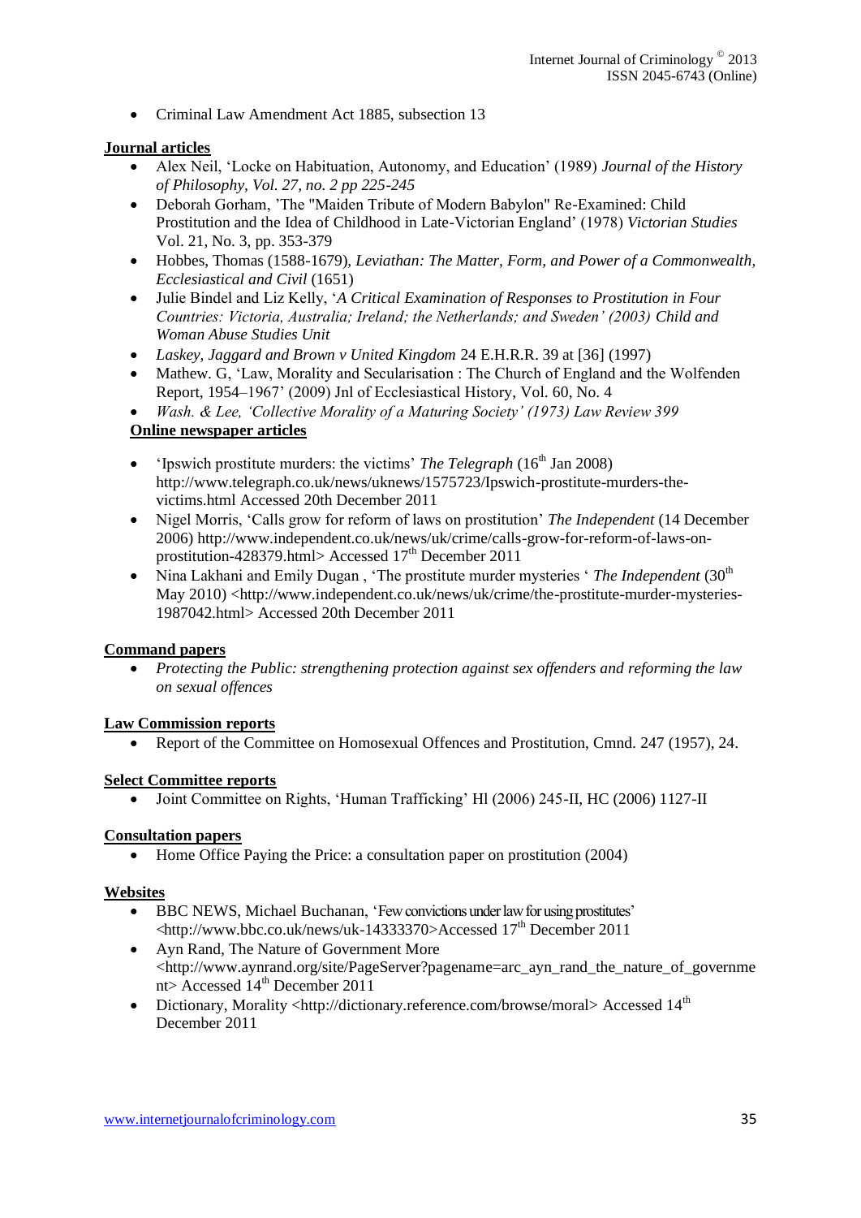- Criminal Law Amendment Act 1885, subsection 13

**Journal articles**

- Alex Neil, 'Locke on Habituation, Autonomy, and Education' (1989) *Journal of the History of Philosophy, Vol. 27, no. 2 pp 225-245*
- Deborah Gorham, 'The "Maiden Tribute of Modern Babylon" Re-Examined: Child Prostitution and the Idea of Childhood in Late-Victorian England' (1978) *Victorian Studies* Vol. 21, No. 3, pp. 353-379
- Hobbes, Thomas (1588-1679), *Leviathan: The Matter, Form, and Power of a Commonwealth, Ecclesiastical and Civil* (1651)
- Julie Bindel and Liz Kelly, '*A Critical Examination of Responses to Prostitution in Four Countries: Victoria, Australia; Ireland; the Netherlands; and Sweden' (2003) Child and Woman Abuse Studies Unit*
- *Laskey, Jaggard and Brown v United Kingdom* 24 E.H.R.R. 39 at [36] (1997)
- Mathew. G, 'Law, Morality and Secularisation : The Church of England and the Wolfenden Report, 1954–1967' (2009) Jnl of Ecclesiastical History, Vol. 60, No. 4
- *Wash. & Lee, 'Collective Morality of a Maturing Society' (1973) Law Review 399*

**Online newspaper articles**

- 'Ipswich prostitute murders: the victims' *The Telegraph* (16th Jan 2008) http://www.telegraph.co.uk/news/uknews/1575723/Ipswich-prostitute-murders-the-victims.html Accessed 20th December 2011
- Nigel Morris, 'Calls grow for reform of laws on prostitution' *The Independent* (14 December 2006) http://www.independent.co.uk/news/uk/crime/calls-grow-for-reform-of-laws-on-prostitution-428379.html> Accessed 17th December 2011
- Nina Lakhani and Emily Dugan , 'The prostitute murder mysteries ' *The Independent* (30th May 2010) <http://www.independent.co.uk/news/uk/crime/the-prostitute-murder-mysteries-1987042.html> Accessed 20th December 2011

**Command papers**

- *Protecting the Public: strengthening protection against sex offenders and reforming the law on sexual offences*

**Law Commission reports**

- Report of the Committee on Homosexual Offences and Prostitution, Cmnd. 247 (1957), 24.

**Select Committee reports**

- Joint Committee on Rights, 'Human Trafficking' Hl (2006) 245-II, HC (2006) 1127-II

**Consultation papers**

- Home Office Paying the Price: a consultation paper on prostitution (2004)

**Websites**

- BBC NEWS, Michael Buchanan, 'Few convictions under law for using prostitutes' <http://www.bbc.co.uk/news/uk-14333370>Accessed 17th December 2011
- Ayn Rand, The Nature of Government More <http://www.aynrand.org/site/PageServer?pagename=arc_ayn_rand_the_nature_of_government> Accessed 14th December 2011
- Dictionary, Morality <http://dictionary.reference.com/browse/moral> Accessed 14th December 2011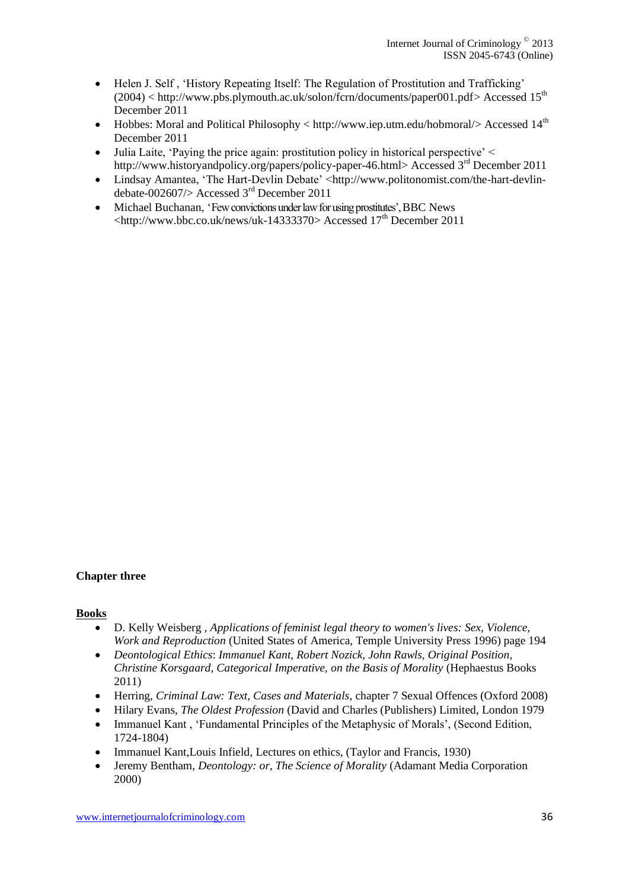- Helen J. Self , 'History Repeating Itself: The Regulation of Prostitution and Trafficking' (2004) < http://www.pbs.plymouth.ac.uk/solon/fcrn/documents/paper001.pdf> Accessed 15th December 2011
- Hobbes: Moral and Political Philosophy < http://www.iep.utm.edu/hobmoral/> Accessed 14th December 2011
- Julia Laite, 'Paying the price again: prostitution policy in historical perspective' < http://www.historyandpolicy.org/papers/policy-paper-46.html> Accessed 3rd December 2011
- Lindsay Amantea, 'The Hart-Devlin Debate' <http://www.politonomist.com/the-hart-devlin-debate-002607/> Accessed 3rd December 2011
- Michael Buchanan, 'Few convictions under law for using prostitutes', BBC News <http://www.bbc.co.uk/news/uk-14333370> Accessed 17th December 2011

**Chapter three**

**Books**

- D. Kelly Weisberg , *Applications of feminist legal theory to women's lives: Sex, Violence, Work and Reproduction* (United States of America, Temple University Press 1996) page 194
- *Deontological Ethics*: *Immanuel Kant, Robert Nozick, John Rawls, Original Position, Christine Korsgaard, Categorical Imperative, on the Basis of Morality* (Hephaestus Books 2011)
- Herring, *Criminal Law: Text, Cases and Materials*, chapter 7 Sexual Offences (Oxford 2008)
- Hilary Evans, *The Oldest Profession* (David and Charles (Publishers) Limited, London 1979
- Immanuel Kant , 'Fundamental Principles of the Metaphysic of Morals', (Second Edition, 1724-1804)
- Immanuel Kant,Louis Infield, Lectures on ethics, (Taylor and Francis, 1930)
- Jeremy Bentham, *Deontology: or, The Science of Morality* (Adamant Media Corporation 2000)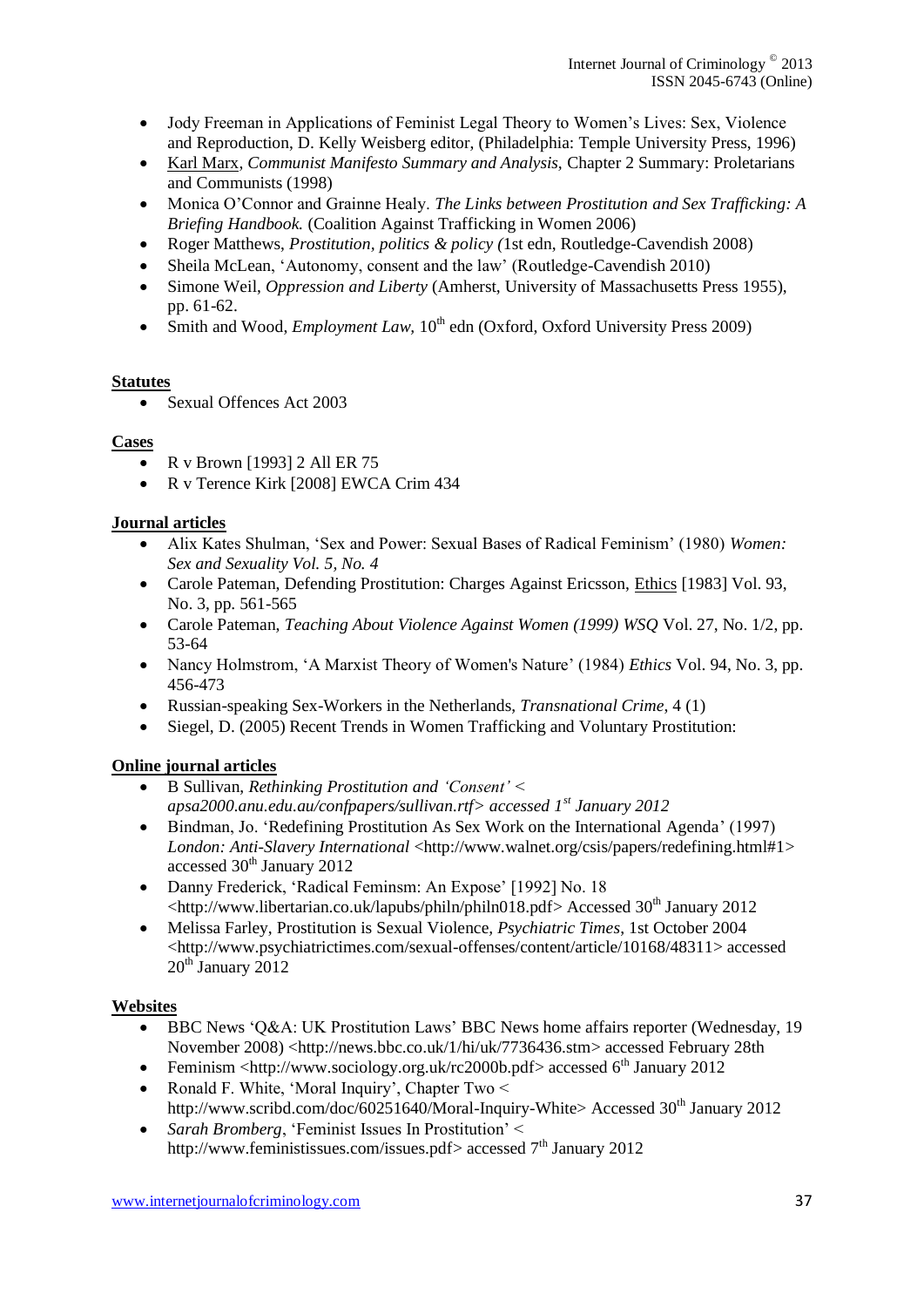- Jody Freeman in Applications of Feminist Legal Theory to Women's Lives: Sex, Violence and Reproduction, D. Kelly Weisberg editor, (Philadelphia: Temple University Press, 1996)
- Karl Marx, *Communist Manifesto Summary and Analysis,* Chapter 2 Summary: Proletarians and Communists (1998)
- Monica O'Connor and Grainne Healy. *The Links between Prostitution and Sex Trafficking: A Briefing Handbook.* (Coalition Against Trafficking in Women 2006)
- Roger Matthews, *Prostitution, politics & policy (*1st edn, Routledge-Cavendish 2008)
- Sheila McLean, 'Autonomy, consent and the law' (Routledge-Cavendish 2010)
- Simone Weil, *Oppression and Liberty* (Amherst, University of Massachusetts Press 1955), pp. 61-62.
- Smith and Wood, *Employment Law,* 10th edn (Oxford, Oxford University Press 2009)

**Statutes**

- Sexual Offences Act 2003

**Cases**

- R v Brown [1993] 2 All ER 75
- R v Terence Kirk [2008] EWCA Crim 434

**Journal articles**

- Alix Kates Shulman, 'Sex and Power: Sexual Bases of Radical Feminism' (1980) *Women: Sex and Sexuality Vol. 5, No. 4*
- Carole Pateman, Defending Prostitution: Charges Against Ericsson, Ethics [1983] Vol. 93, No. 3, pp. 561-565
- Carole Pateman, *Teaching About Violence Against Women (1999) WSQ* Vol. 27, No. 1/2, pp. 53-64
- Nancy Holmstrom, 'A Marxist Theory of Women's Nature' (1984) *Ethics* Vol. 94, No. 3, pp. 456-473
- Russian-speaking Sex-Workers in the Netherlands, *Transnational Crime*, 4 (1)
- Siegel, D. (2005) Recent Trends in Women Trafficking and Voluntary Prostitution:

**Online journal articles**

- B Sullivan, *Rethinking Prostitution and 'Consent' < apsa2000.anu.edu.au/confpapers/sullivan.rtf> accessed 1st January 2012*
- Bindman, Jo. 'Redefining Prostitution As Sex Work on the International Agenda' (1997) *London: Anti-Slavery International* <http://www.walnet.org/csis/papers/redefining.html#1> accessed 30th January 2012
- Danny Frederick, 'Radical Feminsm: An Expose' [1992] No. 18 <http://www.libertarian.co.uk/lapubs/philn/philn018.pdf> Accessed 30th January 2012
- Melissa Farley, Prostitution is Sexual Violence, *Psychiatric Times*, 1st October 2004 <http://www.psychiatrictimes.com/sexual-offenses/content/article/10168/48311> accessed 20th January 2012

**Websites**

- BBC News 'Q&A: UK Prostitution Laws' BBC News home affairs reporter (Wednesday, 19 November 2008) <http://news.bbc.co.uk/1/hi/uk/7736436.stm> accessed February 28th
- Feminism <http://www.sociology.org.uk/rc2000b.pdf> accessed 6th January 2012
- Ronald F. White, 'Moral Inquiry', Chapter Two < http://www.scribd.com/doc/60251640/Moral-Inquiry-White> Accessed 30th January 2012
- *Sarah Bromberg*, 'Feminist Issues In Prostitution' < http://www.feministissues.com/issues.pdf> accessed 7th January 2012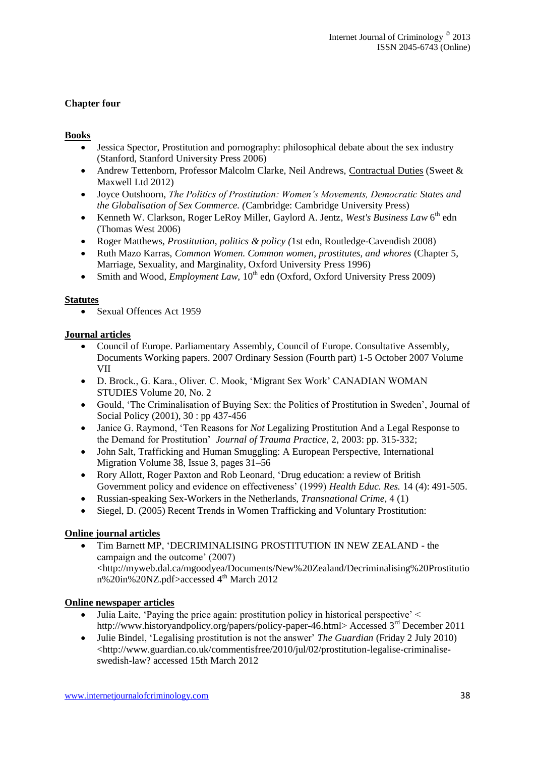**Chapter four**

**Books**

- Jessica Spector, Prostitution and pornography: philosophical debate about the sex industry (Stanford, Stanford University Press 2006)
- Andrew Tettenborn, Professor Malcolm Clarke, Neil Andrews, Contractual Duties (Sweet & Maxwell Ltd 2012)
- Joyce Outshoorn, *The Politics of Prostitution: Women's Movements, Democratic States and the Globalisation of Sex Commerce. (*Cambridge: Cambridge University Press)
- Kenneth W. Clarkson, Roger LeRoy Miller, Gaylord A. Jentz, *West's Business Law* 6th edn (Thomas West 2006)
- Roger Matthews, *Prostitution, politics & policy (*1st edn, Routledge-Cavendish 2008)
- Ruth Mazo Karras, *Common Women. Common women, prostitutes, and whores* (Chapter 5, Marriage, Sexuality, and Marginality, Oxford University Press 1996)
- Smith and Wood, *Employment Law*, 10th edn (Oxford, Oxford University Press 2009)

**Statutes**

- Sexual Offences Act 1959

**Journal articles**

- Council of Europe. Parliamentary Assembly, Council of Europe. Consultative Assembly, Documents Working papers. 2007 Ordinary Session (Fourth part) 1-5 October 2007 Volume VII
- D. Brock., G. Kara., Oliver. C. Mook, 'Migrant Sex Work' CANADIAN WOMAN STUDIES Volume 20, No. 2
- Gould, 'The Criminalisation of Buying Sex: the Politics of Prostitution in Sweden', Journal of Social Policy (2001), 30 : pp 437-456
- Janice G. Raymond, 'Ten Reasons for *Not* Legalizing Prostitution And a Legal Response to the Demand for Prostitution' *Journal of Trauma Practice*, 2, 2003: pp. 315-332;
- John Salt, Trafficking and Human Smuggling: A European Perspective, International Migration Volume 38, Issue 3, pages 31–56
- Rory Allott, Roger Paxton and Rob Leonard, 'Drug education: a review of British Government policy and evidence on effectiveness' (1999) *Health Educ. Res.* 14 (4): 491-505.
- Russian-speaking Sex-Workers in the Netherlands, *Transnational Crime*, 4 (1)
- Siegel, D. (2005) Recent Trends in Women Trafficking and Voluntary Prostitution:

**Online journal articles**

- Tim Barnett MP, 'DECRIMINALISING PROSTITUTION IN NEW ZEALAND - the campaign and the outcome' (2007) <http://myweb.dal.ca/mgoodyea/Documents/New%20Zealand/Decriminalising%20Prostitution%20in%20NZ.pdf>accessed 4th March 2012

**Online newspaper articles**

- Julia Laite, 'Paying the price again: prostitution policy in historical perspective' < http://www.historyandpolicy.org/papers/policy-paper-46.html> Accessed 3rd December 2011
- Julie Bindel, 'Legalising prostitution is not the answer' *The Guardian* (Friday 2 July 2010) <http://www.guardian.co.uk/commentisfree/2010/jul/02/prostitution-legalise-criminalise-swedish-law? accessed 15th March 2012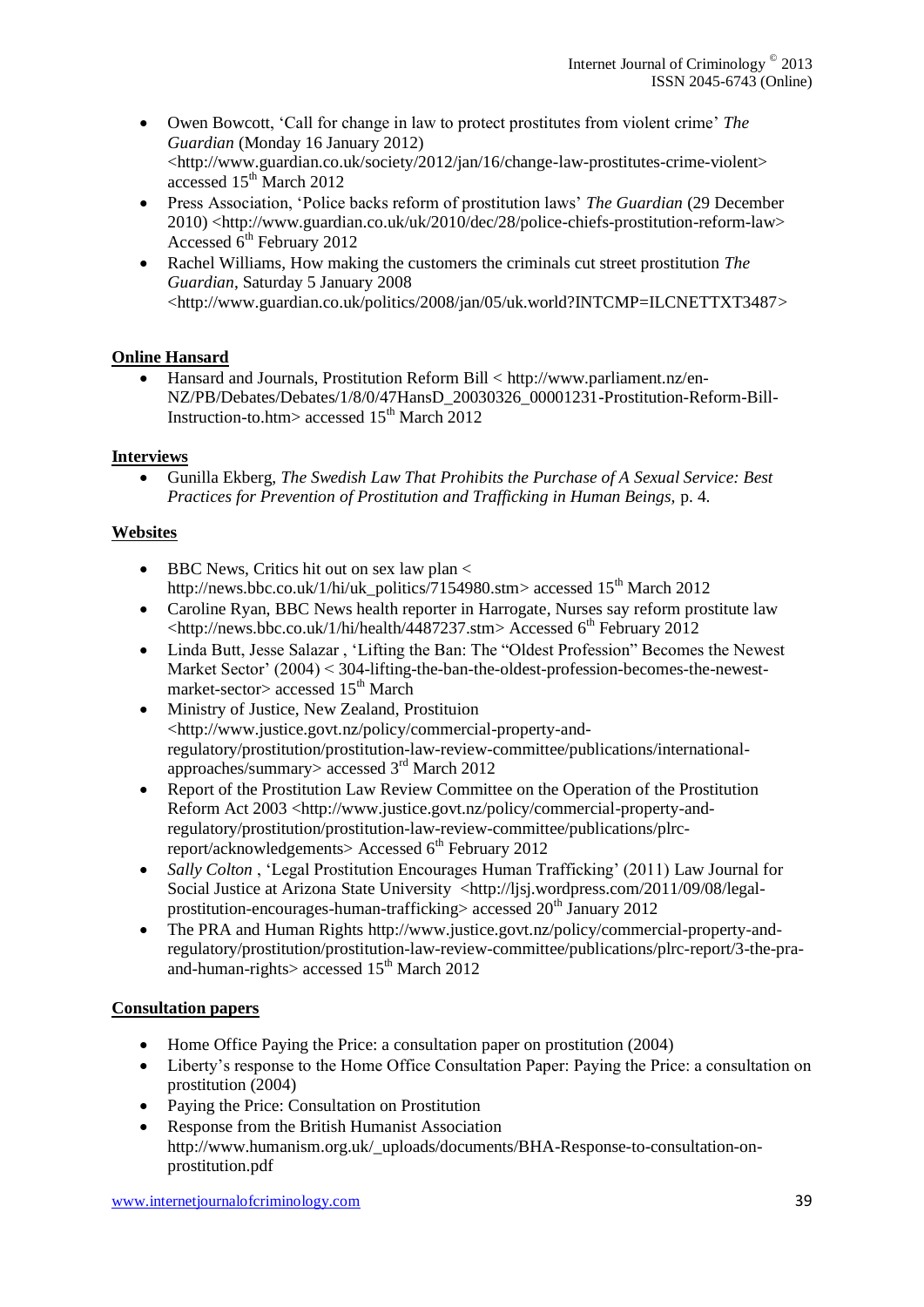- Owen Bowcott, 'Call for change in law to protect prostitutes from violent crime' *The Guardian* (Monday 16 January 2012) <http://www.guardian.co.uk/society/2012/jan/16/change-law-prostitutes-crime-violent> accessed 15th March 2012
- Press Association, 'Police backs reform of prostitution laws' *The Guardian* (29 December 2010) <http://www.guardian.co.uk/uk/2010/dec/28/police-chiefs-prostitution-reform-law> Accessed 6th February 2012
- Rachel Williams, How making the customers the criminals cut street prostitution *The Guardian*, Saturday 5 January 2008 <http://www.guardian.co.uk/politics/2008/jan/05/uk.world?INTCMP=ILCNETTXT3487>

**Online Hansard**

- Hansard and Journals, Prostitution Reform Bill < http://www.parliament.nz/en-NZ/PB/Debates/Debates/1/8/0/47HansD_20030326_00001231-Prostitution-Reform-Bill-Instruction-to.htm> accessed 15th March 2012

**Interviews**

- Gunilla Ekberg, *The Swedish Law That Prohibits the Purchase of A Sexual Service: Best Practices for Prevention of Prostitution and Trafficking in Human Beings,* p. 4.

**Websites**

- BBC News, Critics hit out on sex law plan < http://news.bbc.co.uk/1/hi/uk_politics/7154980.stm> accessed 15th March 2012
- Caroline Ryan, BBC News health reporter in Harrogate, Nurses say reform prostitute law <http://news.bbc.co.uk/1/hi/health/4487237.stm> Accessed 6th February 2012
- Linda Butt, Jesse Salazar , 'Lifting the Ban: The "Oldest Profession" Becomes the Newest Market Sector' (2004) < 304-lifting-the-ban-the-oldest-profession-becomes-the-newest-market-sector> accessed 15th March
- Ministry of Justice, New Zealand, Prostituion <http://www.justice.govt.nz/policy/commercial-property-and-regulatory/prostitution/prostitution-law-review-committee/publications/international-approaches/summary> accessed 3rd March 2012
- Report of the Prostitution Law Review Committee on the Operation of the Prostitution Reform Act 2003 <http://www.justice.govt.nz/policy/commercial-property-and-regulatory/prostitution/prostitution-law-review-committee/publications/plrc-report/acknowledgements> Accessed 6th February 2012
- *Sally Colton* , 'Legal Prostitution Encourages Human Trafficking' (2011) Law Journal for Social Justice at Arizona State University <http://ljsj.wordpress.com/2011/09/08/legal-prostitution-encourages-human-trafficking> accessed 20th January 2012
- The PRA and Human Rights http://www.justice.govt.nz/policy/commercial-property-and-regulatory/prostitution/prostitution-law-review-committee/publications/plrc-report/3-the-pra-and-human-rights> accessed 15th March 2012

**Consultation papers**

- Home Office Paying the Price: a consultation paper on prostitution (2004)
- Liberty's response to the Home Office Consultation Paper: Paying the Price: a consultation on prostitution (2004)
- Paying the Price: Consultation on Prostitution
- Response from the British Humanist Association http://www.humanism.org.uk/_uploads/documents/BHA-Response-to-consultation-on-prostitution.pdf